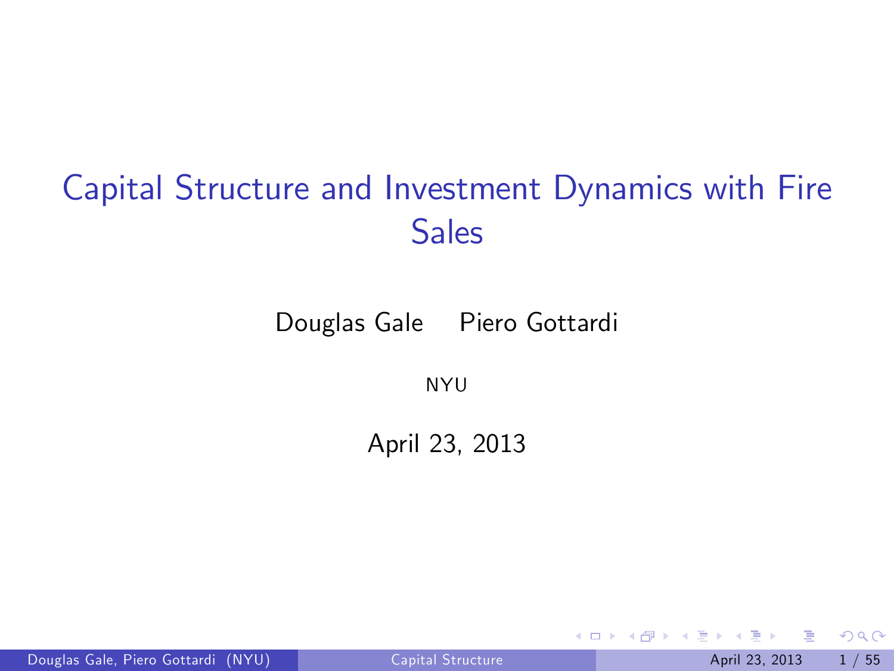# Capital Structure and Investment Dynamics with Fire Sales

Douglas Gale    Piero Gottardi

NYU

April 23, 2013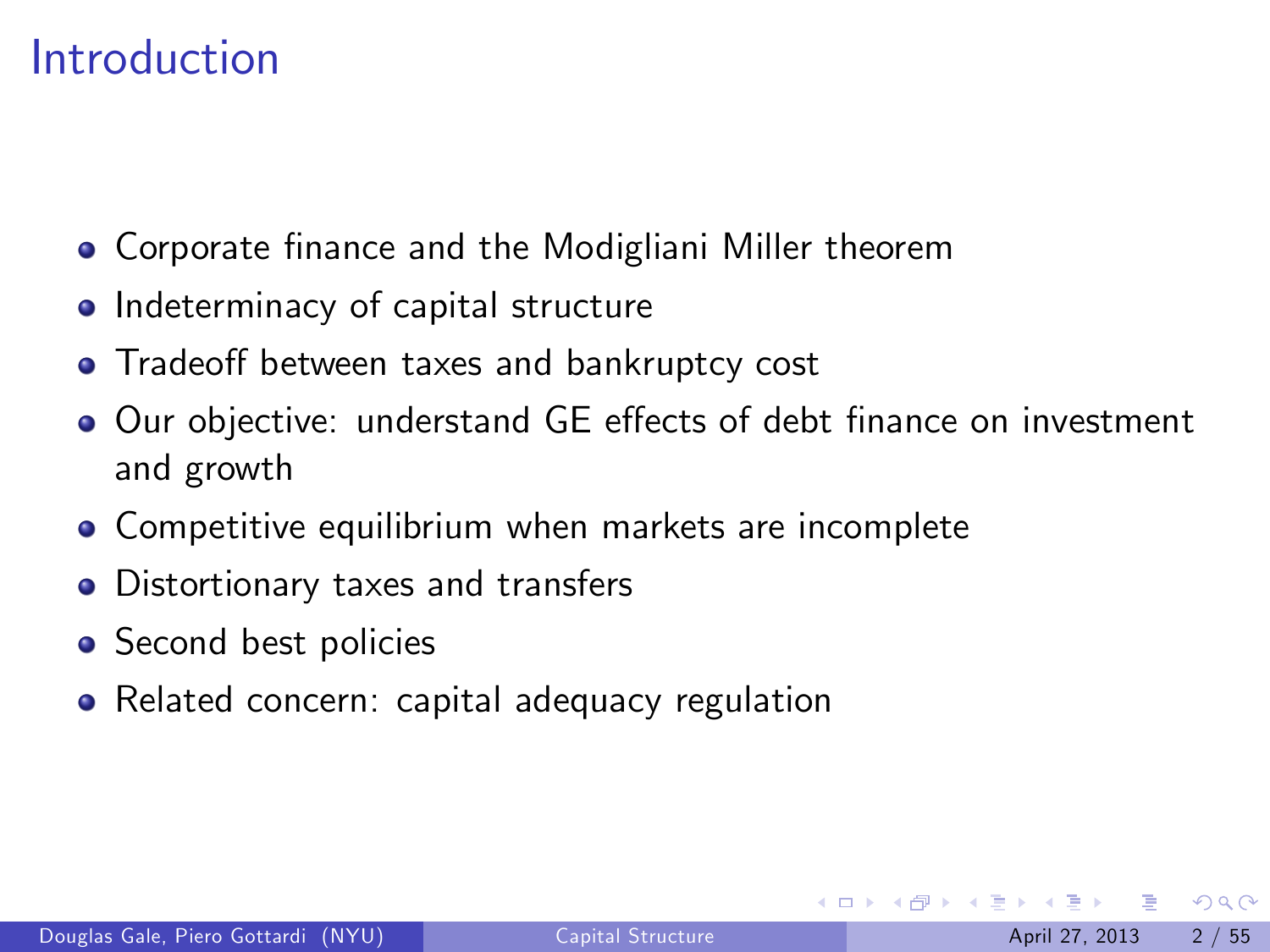# Introduction

- Corporate finance and the Modigliani Miller theorem
- Indeterminacy of capital structure
- Tradeoff between taxes and bankruptcy cost
- Our objective: understand GE effects of debt finance on investment and growth
- Competitive equilibrium when markets are incomplete
- Distortionary taxes and transfers
- Second best policies
- Related concern: capital adequacy regulation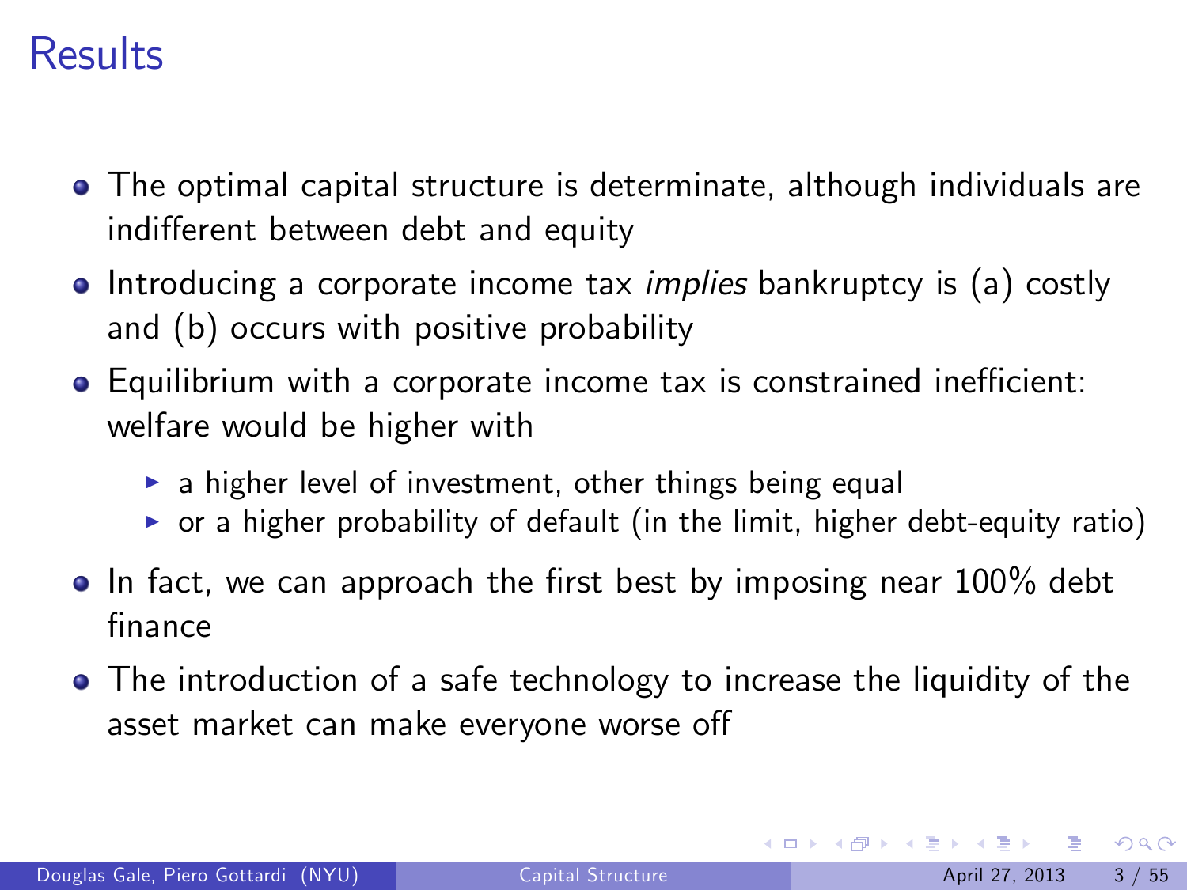# Results

- The optimal capital structure is determinate, although individuals are indifferent between debt and equity
- Introducing a corporate income tax *implies* bankruptcy is (a) costly and (b) occurs with positive probability
- Equilibrium with a corporate income tax is constrained inefficient: welfare would be higher with
  - a higher level of investment, other things being equal
  - or a higher probability of default (in the limit, higher debt-equity ratio)
- In fact, we can approach the first best by imposing near 100% debt finance
- The introduction of a safe technology to increase the liquidity of the asset market can make everyone worse off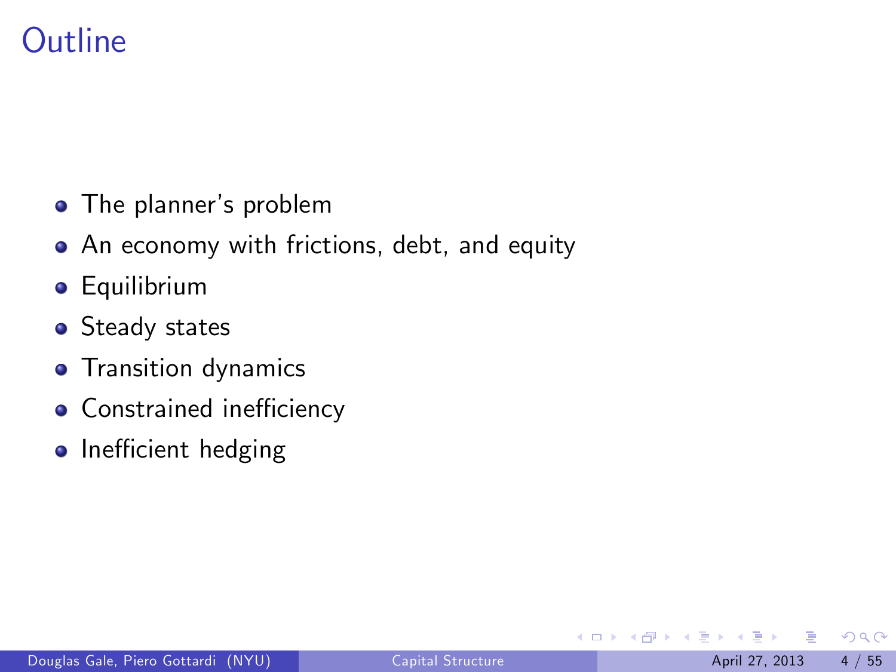# Outline

- The planner's problem
- An economy with frictions, debt, and equity
- Equilibrium
- Steady states
- Transition dynamics
- Constrained inefficiency
- Inefficient hedging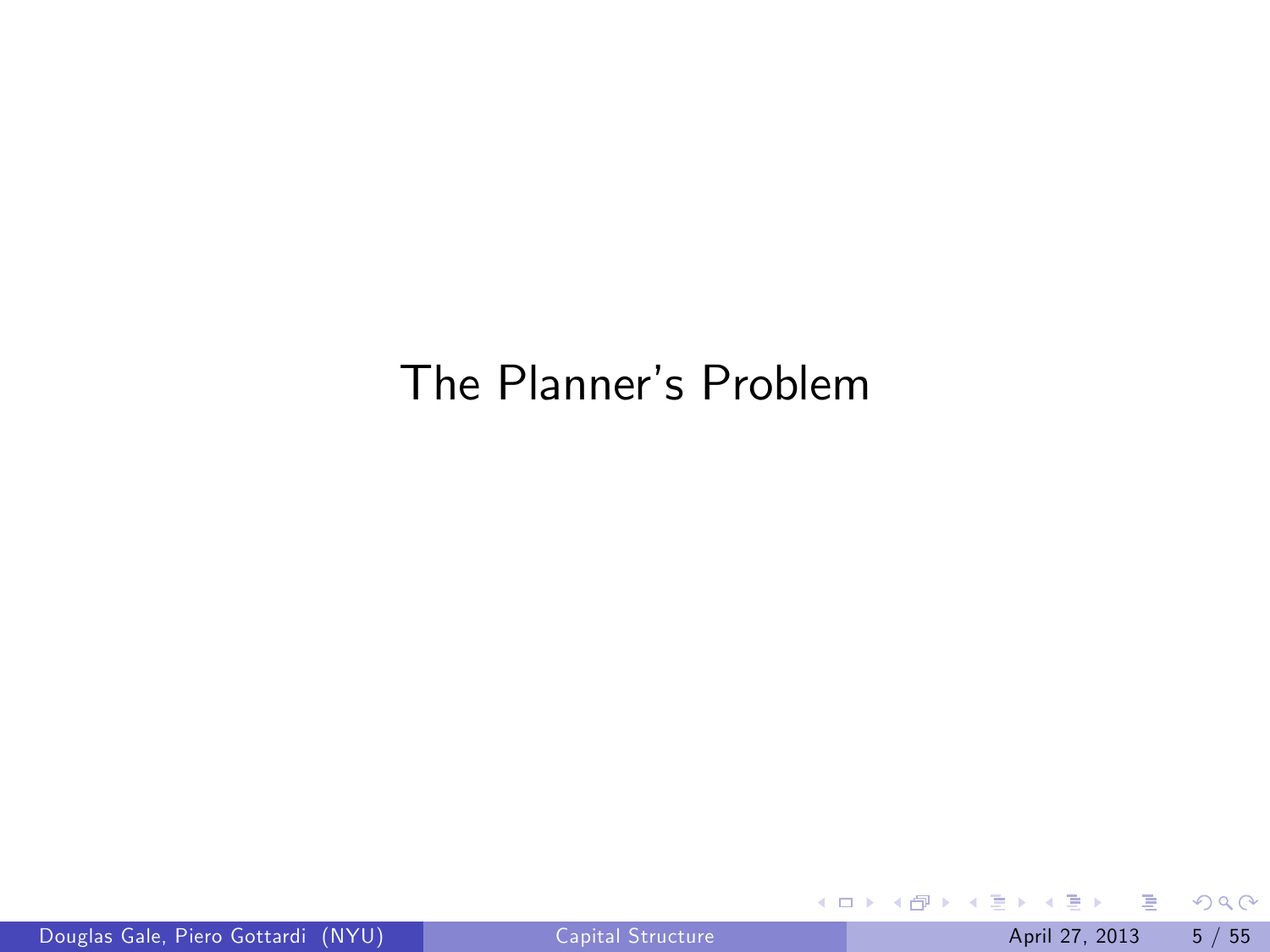# The Planner's Problem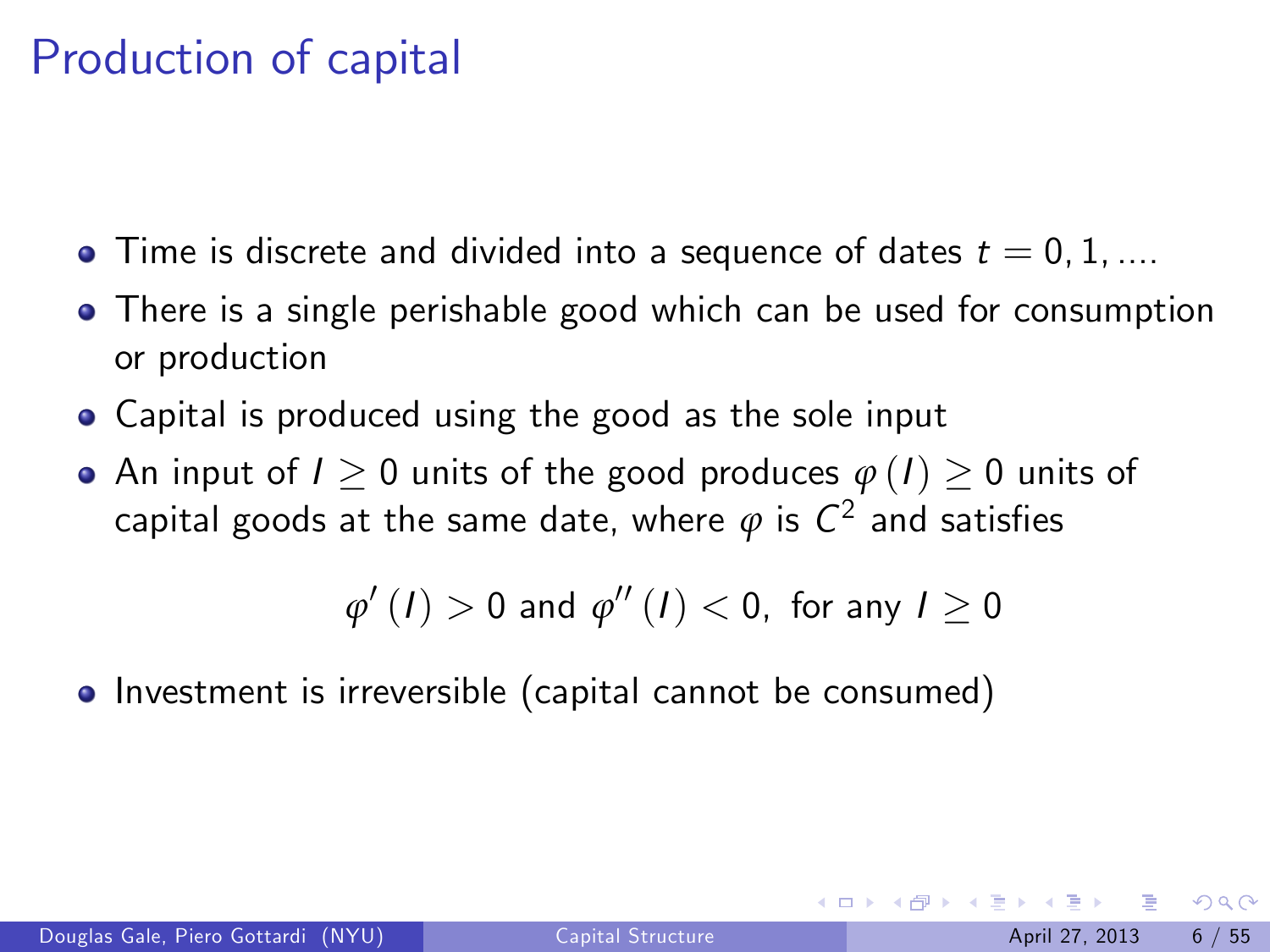# Production of capital

- Time is discrete and divided into a sequence of dates $t = 0, 1, ....$
- There is a single perishable good which can be used for consumption or production
- Capital is produced using the good as the sole input
- An input of $I \geq 0$ units of the good produces $\varphi(I) \geq 0$ units of capital goods at the same date, where $\varphi$ is $C^2$ and satisfies

$$\varphi'(I) > 0 \text{ and } \varphi''(I) < 0, \text{ for any } I \geq 0$$

- Investment is irreversible (capital cannot be consumed)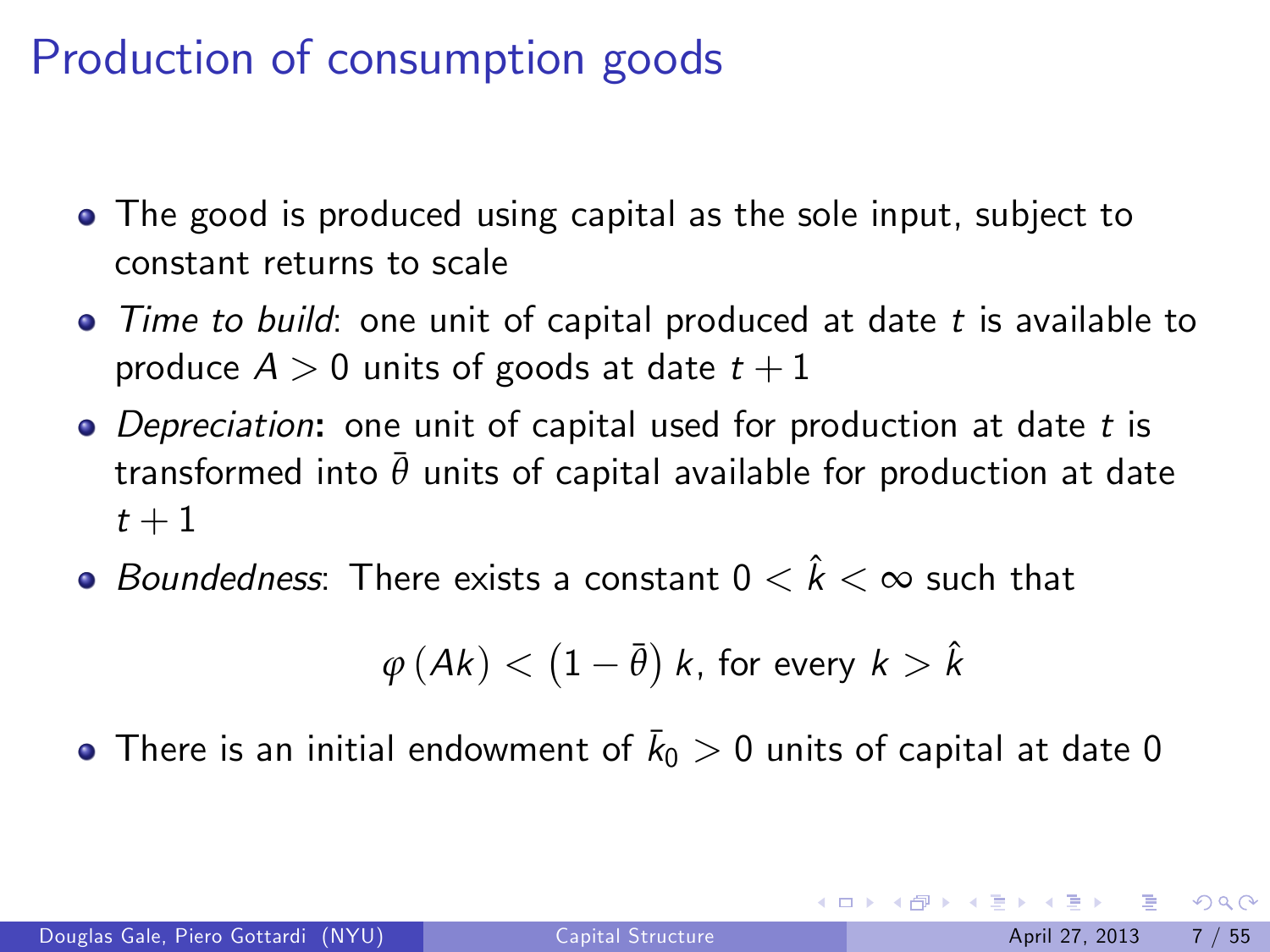# Production of consumption goods

- The good is produced using capital as the sole input, subject to constant returns to scale
- *Time to build*: one unit of capital produced at date $t$ is available to produce $A > 0$ units of goods at date $t + 1$
- *Depreciation*: one unit of capital used for production at date $t$ is transformed into $\bar{\theta}$ units of capital available for production at date $t + 1$
- *Boundedness*: There exists a constant $0 < \hat{k} < \infty$ such that

$$\varphi(Ak) < \left(1 - \bar{\theta}\right) k, \text{ for every } k > \hat{k}$$

- There is an initial endowment of $\bar{k}_0 > 0$ units of capital at date 0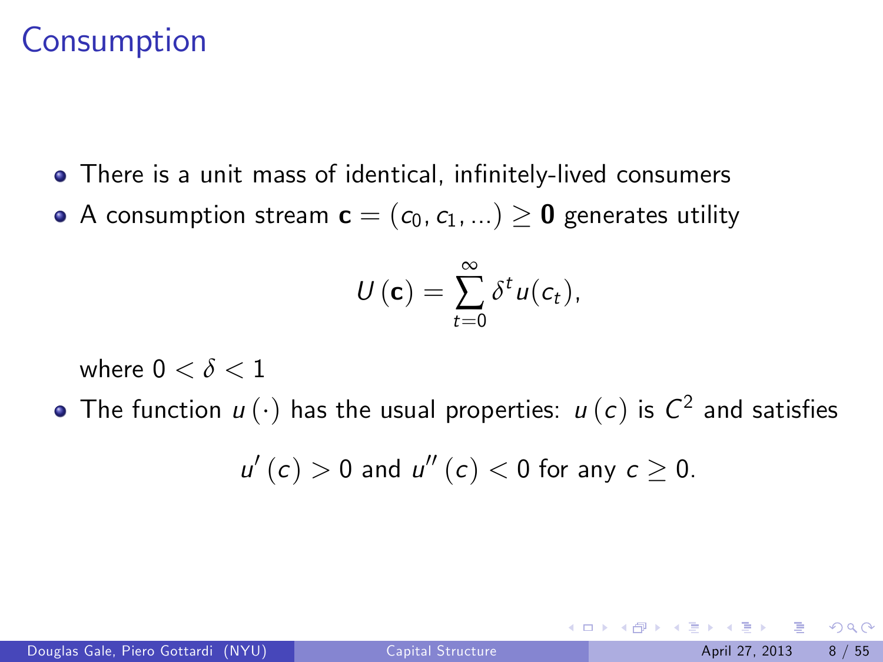# Consumption

- There is a unit mass of identical, infinitely-lived consumers
- A consumption stream $\mathbf{c} = (c_0, c_1, ...) \geq \mathbf{0}$ generates utility

$$U(\mathbf{c}) = \sum_{t=0}^{\infty} \delta^t u(c_t),$$

  where $0 < \delta < 1$
- The function $u(\cdot)$ has the usual properties: $u(c)$ is $C^2$ and satisfies

$$u'(c) > 0 \text{ and } u''(c) < 0 \text{ for any } c \geq 0.$$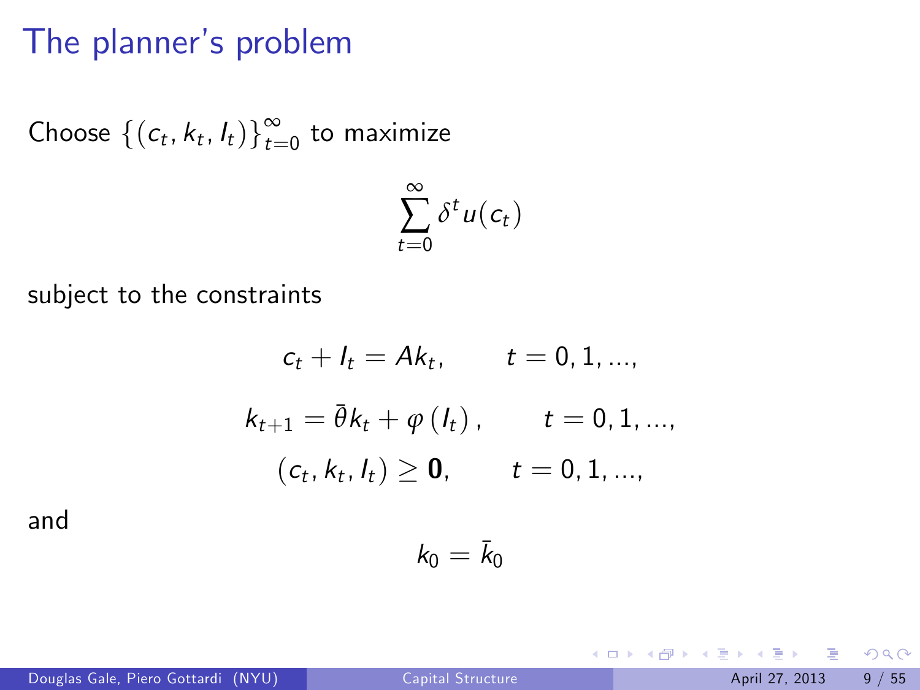# The planner's problem

Choose $\{(c_t, k_t, I_t)\}_{t=0}^{\infty}$ to maximize

$$\sum_{t=0}^{\infty} \delta^t u(c_t)$$

subject to the constraints

$$c_t + I_t = Ak_t, \qquad t = 0, 1, ...,$$

$$k_{t+1} = \bar{\theta} k_t + \varphi(I_t), \qquad t = 0, 1, ...,$$

$$(c_t, k_t, I_t) \geq \mathbf{0}, \qquad t = 0, 1, ...,$$

and

$$k_0 = \bar{k}_0$$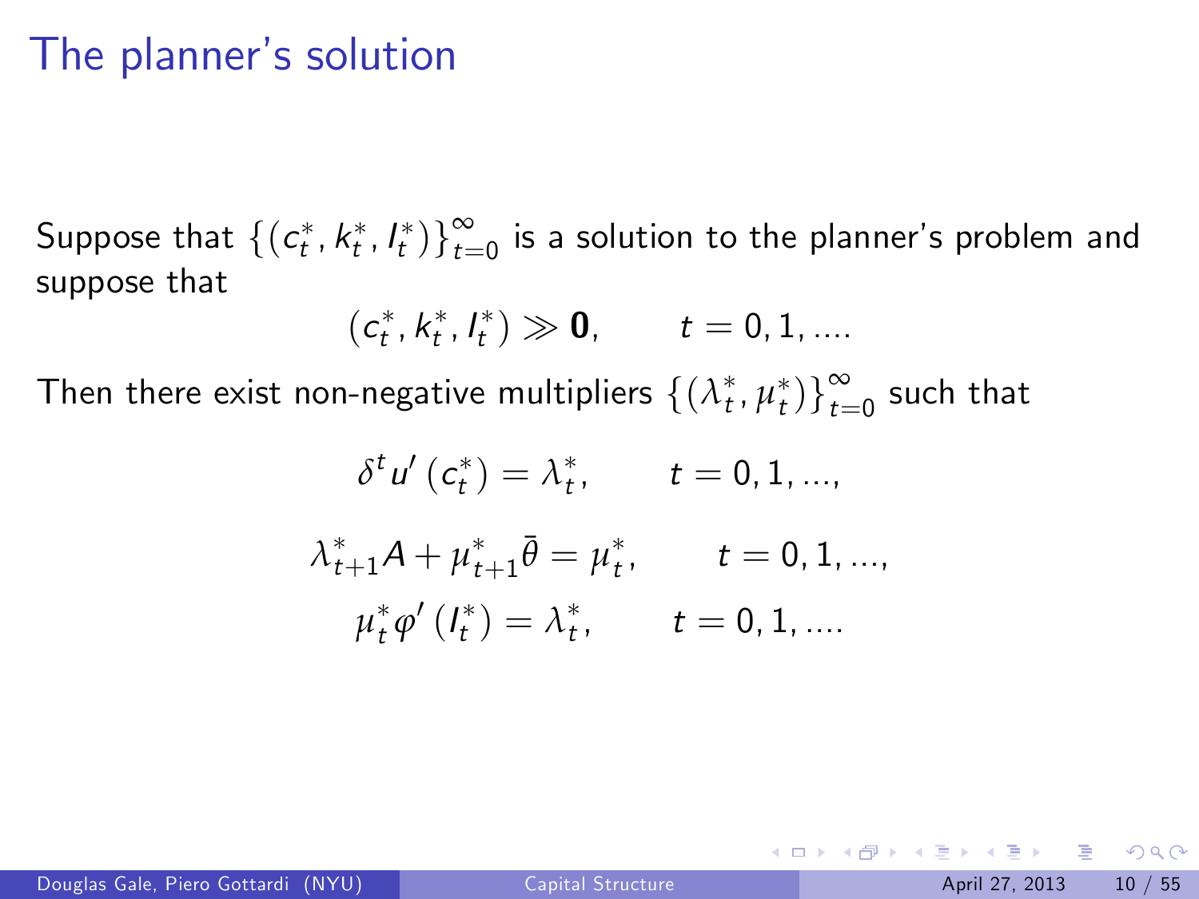# The planner's solution

Suppose that $\left\{(c_t^*, k_t^*, I_t^*)\right\}_{t=0}^{\infty}$ is a solution to the planner's problem and suppose that

$$\left(c_t^*, k_t^*, I_t^*\right) \gg \mathbf{0}, \qquad t = 0, 1, ....$$

Then there exist non-negative multipliers $\left\{(\lambda_t^*, \mu_t^*)\right\}_{t=0}^{\infty}$ such that

$$\delta^t u'\left(c_t^*\right) = \lambda_t^*, \qquad t = 0, 1, ...,$$

$$\lambda_{t+1}^* A + \mu_{t+1}^* \bar{\theta} = \mu_t^*, \qquad t = 0, 1, ...,$$

$$\mu_t^* \varphi'\left(I_t^*\right) = \lambda_t^*, \qquad t = 0, 1, ....$$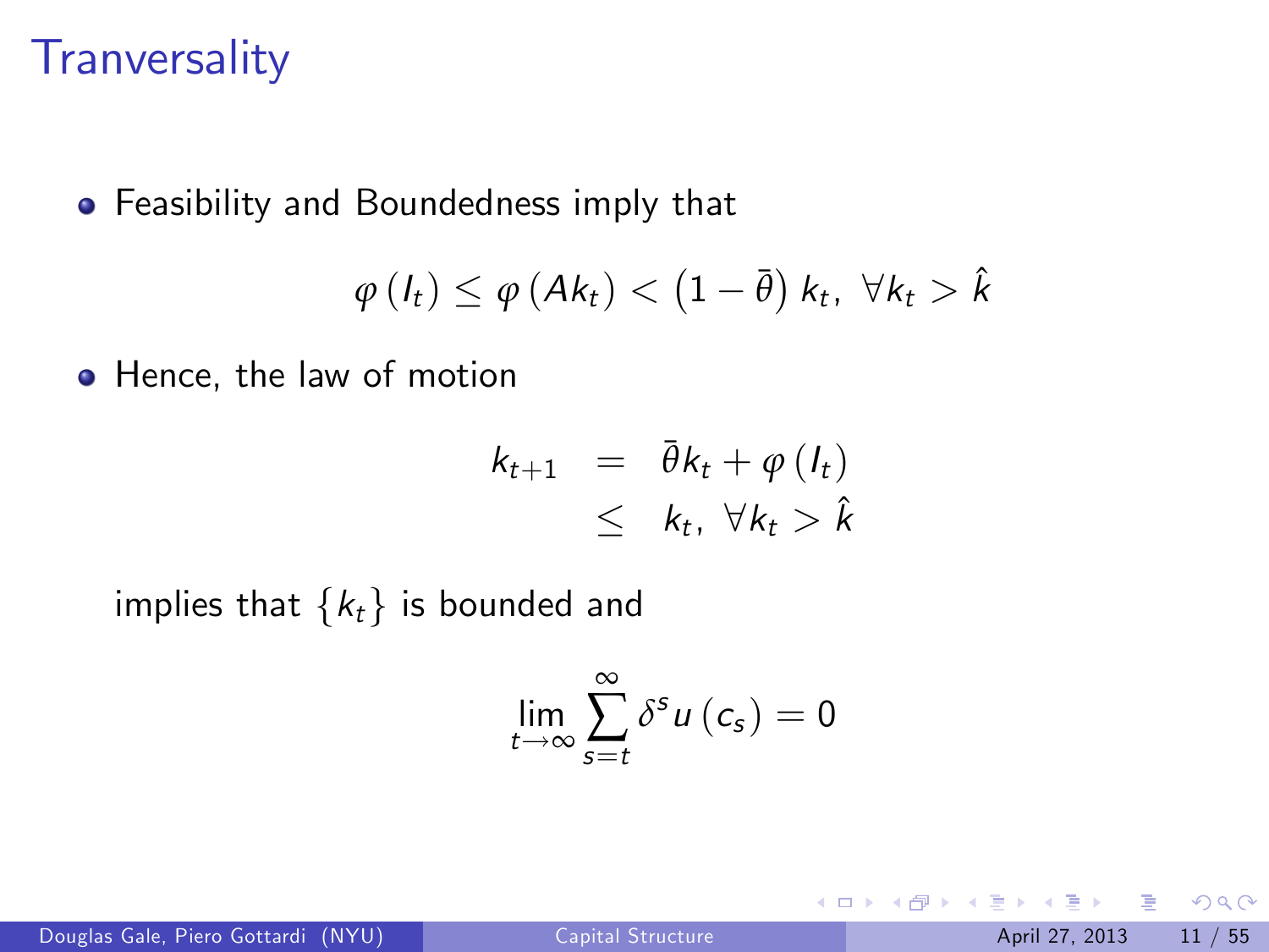# Tranversality

- Feasibility and Boundedness imply that

$$\varphi\left(I_t\right) \leq \varphi\left(Ak_t\right) < \left(1 - \bar{\theta}\right) k_t, \ \forall k_t > \hat{k}$$

- Hence, the law of motion

$$\begin{aligned} k_{t+1} &= \bar{\theta} k_t + \varphi\left(I_t\right) \\ &\leq k_t, \ \forall k_t > \hat{k} \end{aligned}$$

implies that $\{k_t\}$ is bounded and

$$\lim_{t \to \infty} \sum_{s=t}^{\infty} \delta^s u\left(c_s\right) = 0$$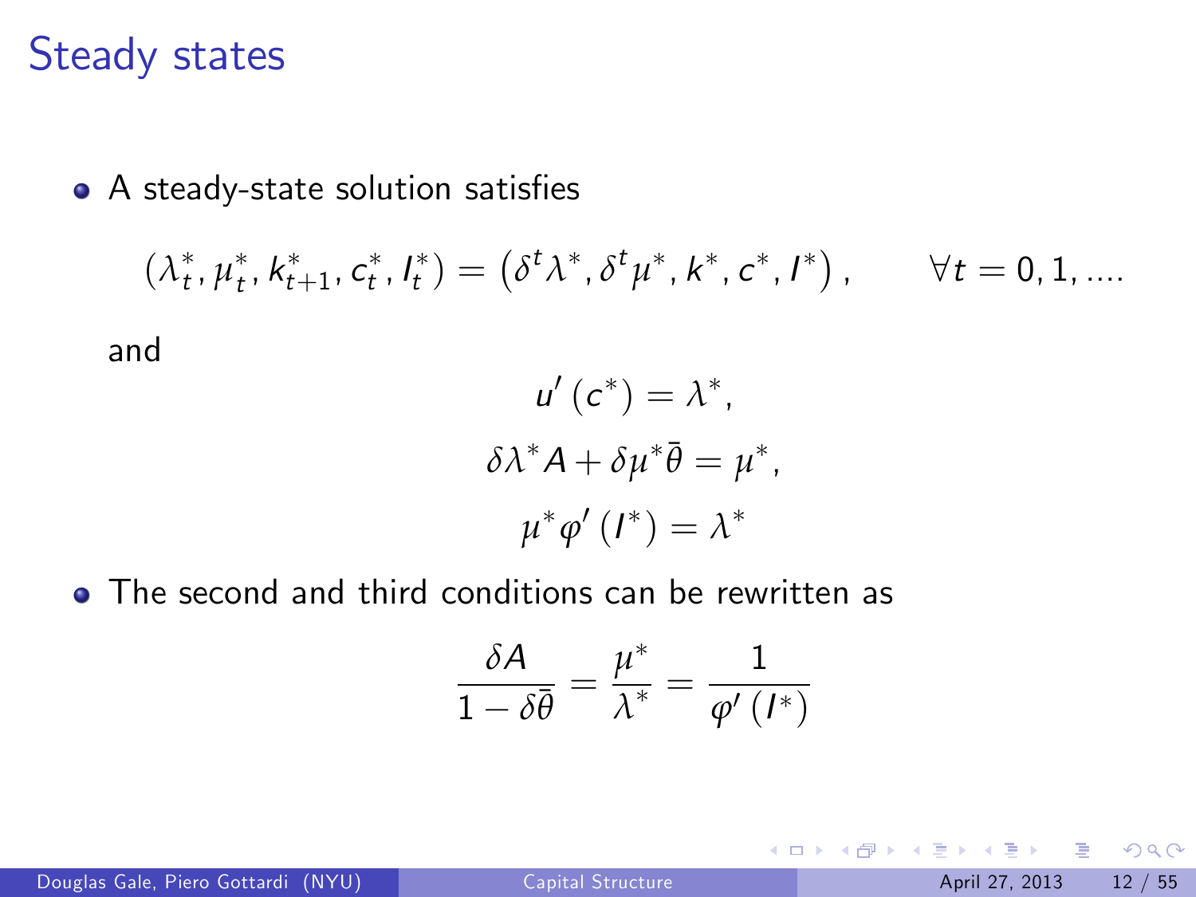# Steady states

- A steady-state solution satisfies

$$\left(\lambda_t^*, \mu_t^*, k_{t+1}^*, c_t^*, I_t^*\right) = \left(\delta^t \lambda^*, \delta^t \mu^*, k^*, c^*, I^*\right), \qquad \forall t = 0, 1, ....$$

  and

$$u'\left(c^*\right) = \lambda^*,$$

$$\delta \lambda^* A + \delta \mu^* \bar{\theta} = \mu^*,$$

$$\mu^* \varphi'\left(I^*\right) = \lambda^*$$

- The second and third conditions can be rewritten as

$$\frac{\delta A}{1 - \delta \bar{\theta}} = \frac{\mu^*}{\lambda^*} = \frac{1}{\varphi'\left(I^*\right)}$$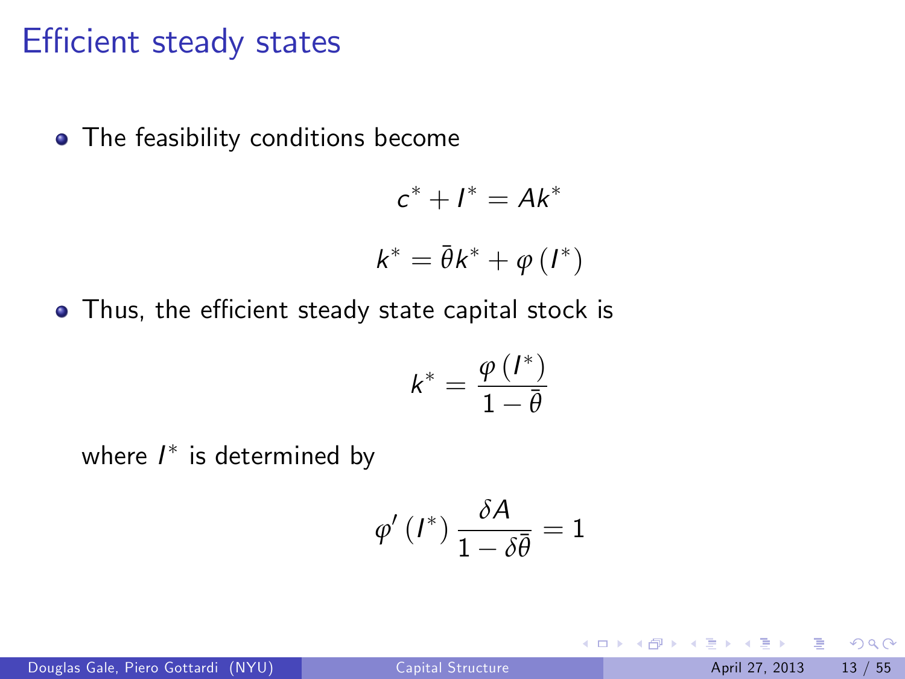# Efficient steady states

- The feasibility conditions become

$$c^* + I^* = Ak^*$$

$$k^* = \bar{\theta} k^* + \varphi(I^*)$$

- Thus, the efficient steady state capital stock is

$$k^* = \frac{\varphi(I^*)}{1 - \bar{\theta}}$$

where $I^*$ is determined by

$$\varphi'(I^*) \frac{\delta A}{1 - \delta \bar{\theta}} = 1$$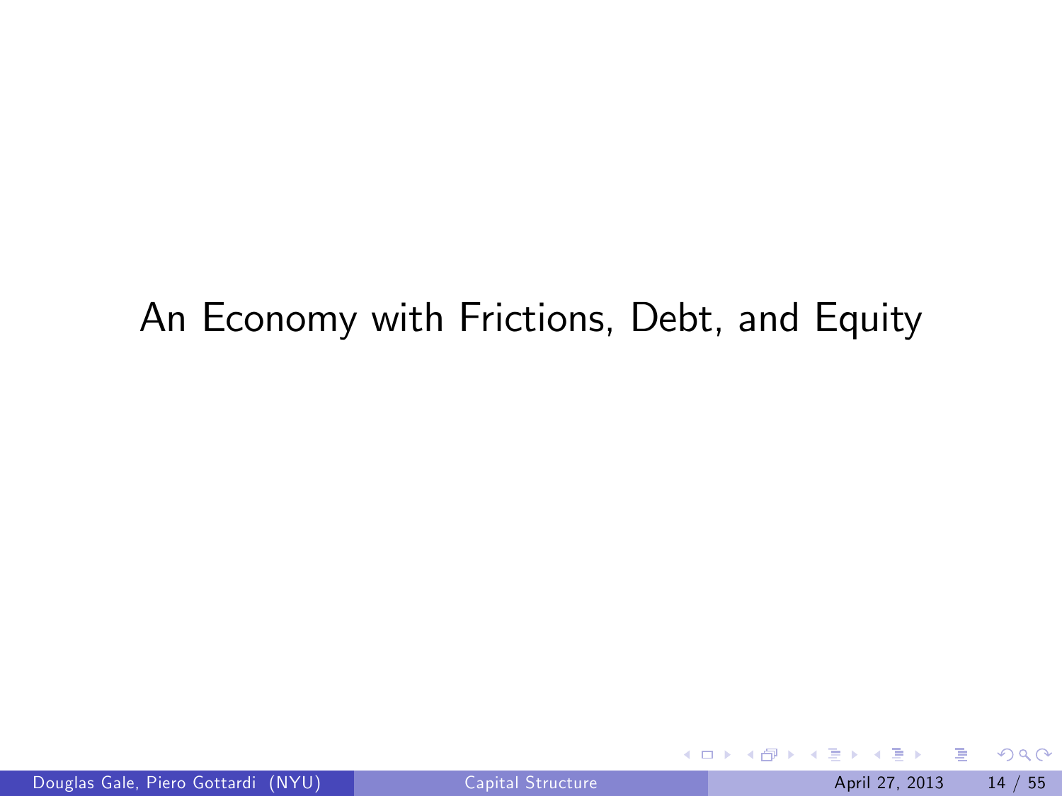# An Economy with Frictions, Debt, and Equity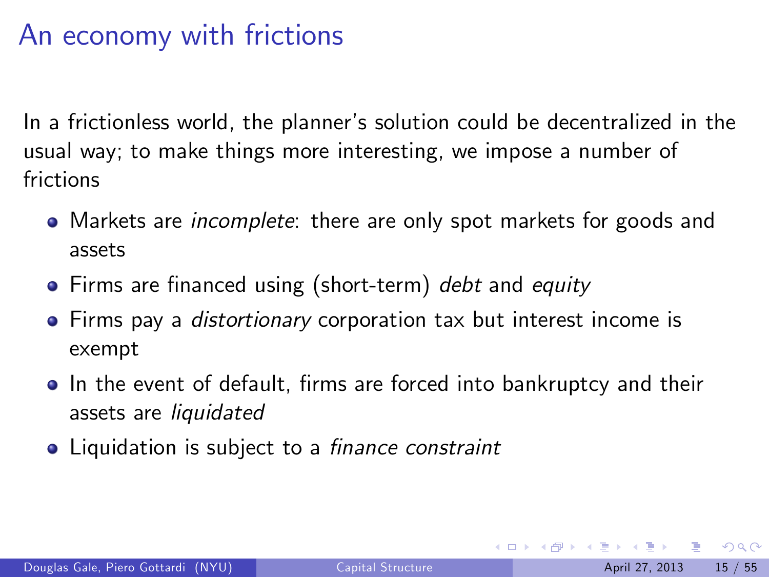# An economy with frictions

In a frictionless world, the planner's solution could be decentralized in the usual way; to make things more interesting, we impose a number of frictions

- Markets are *incomplete*: there are only spot markets for goods and assets
- Firms are financed using (short-term) *debt* and *equity*
- Firms pay a *distortionary* corporation tax but interest income is exempt
- In the event of default, firms are forced into bankruptcy and their assets are *liquidated*
- Liquidation is subject to a *finance constraint*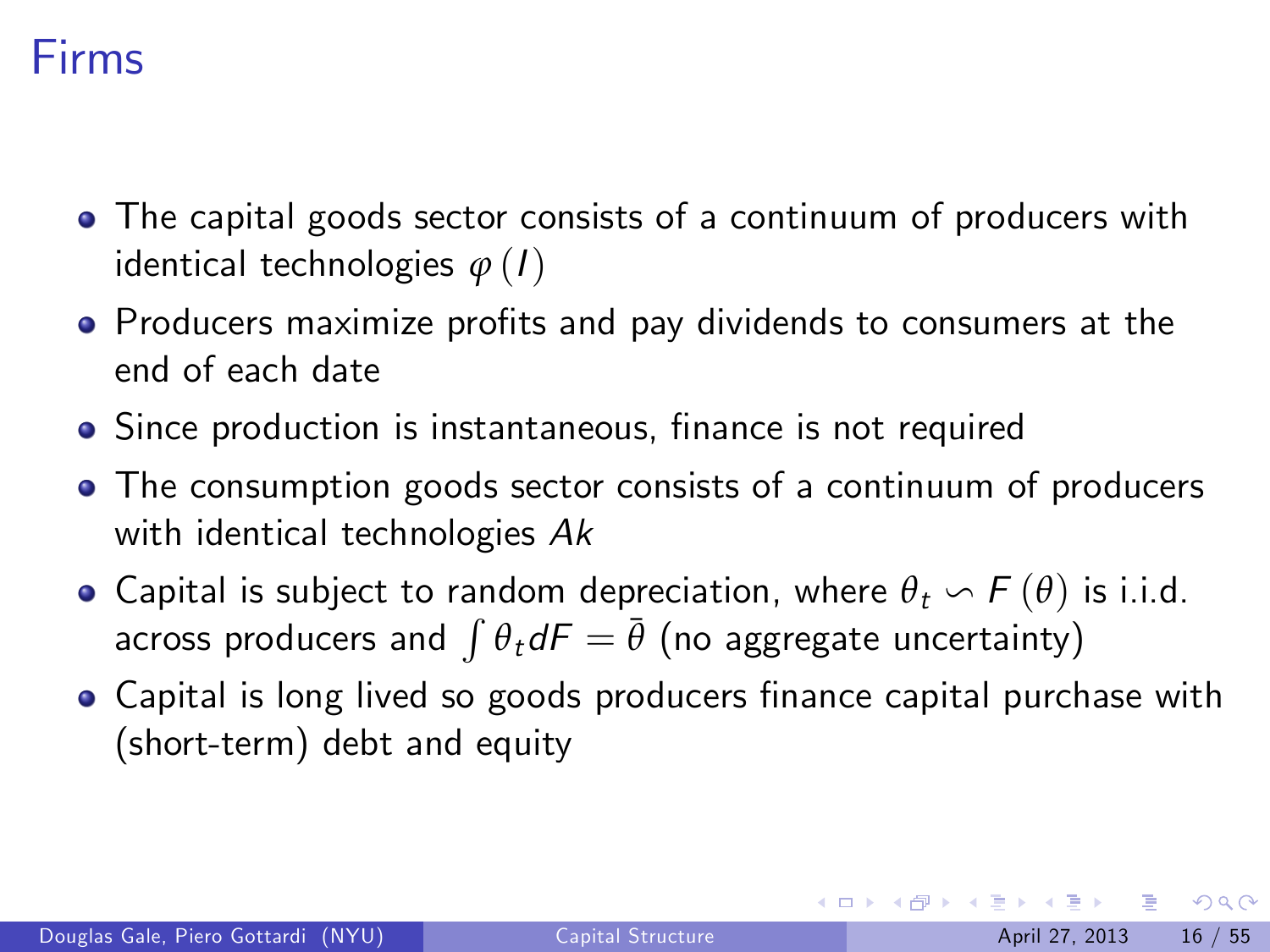# Firms

- The capital goods sector consists of a continuum of producers with identical technologies $\varphi(I)$
- Producers maximize profits and pay dividends to consumers at the end of each date
- Since production is instantaneous, finance is not required
- The consumption goods sector consists of a continuum of producers with identical technologies $Ak$
- Capital is subject to random depreciation, where $\theta_t \backsim F(\theta)$ is i.i.d. across producers and $\int \theta_t dF = \bar{\theta}$ (no aggregate uncertainty)
- Capital is long lived so goods producers finance capital purchase with (short-term) debt and equity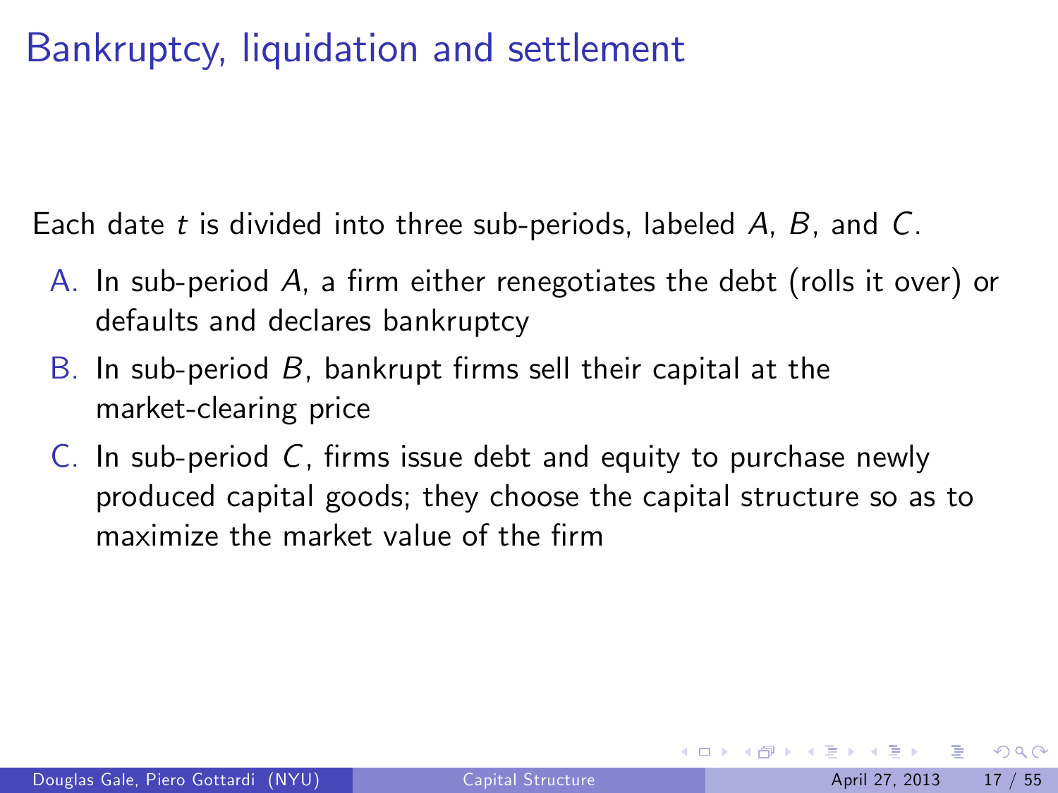# Bankruptcy, liquidation and settlement

Each date $t$ is divided into three sub-periods, labeled $A$, $B$, and $C$.

A. In sub-period $A$, a firm either renegotiates the debt (rolls it over) or defaults and declares bankruptcy

B. In sub-period $B$, bankrupt firms sell their capital at the market-clearing price

C. In sub-period $C$, firms issue debt and equity to purchase newly produced capital goods; they choose the capital structure so as to maximize the market value of the firm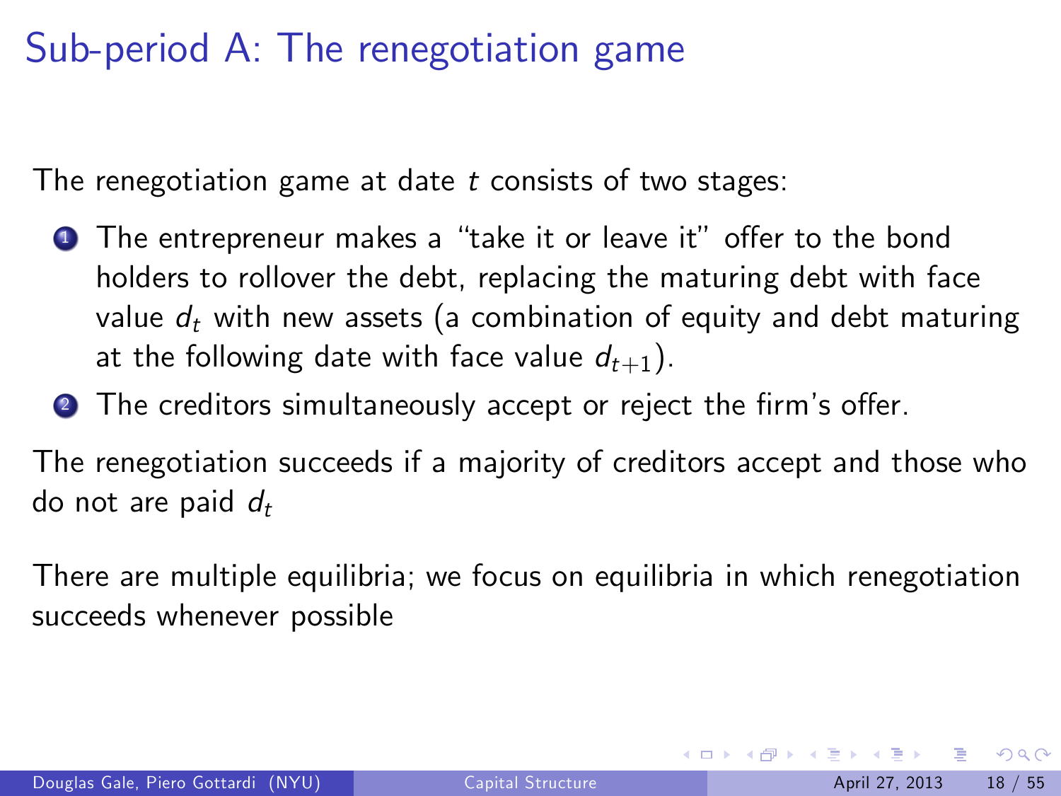# Sub-period A: The renegotiation game

The renegotiation game at date $t$ consists of two stages:

1. The entrepreneur makes a "take it or leave it" offer to the bond holders to rollover the debt, replacing the maturing debt with face value $d_t$ with new assets (a combination of equity and debt maturing at the following date with face value $d_{t+1}$).
2. The creditors simultaneously accept or reject the firm's offer.

The renegotiation succeeds if a majority of creditors accept and those who do not are paid $d_t$

There are multiple equilibria; we focus on equilibria in which renegotiation succeeds whenever possible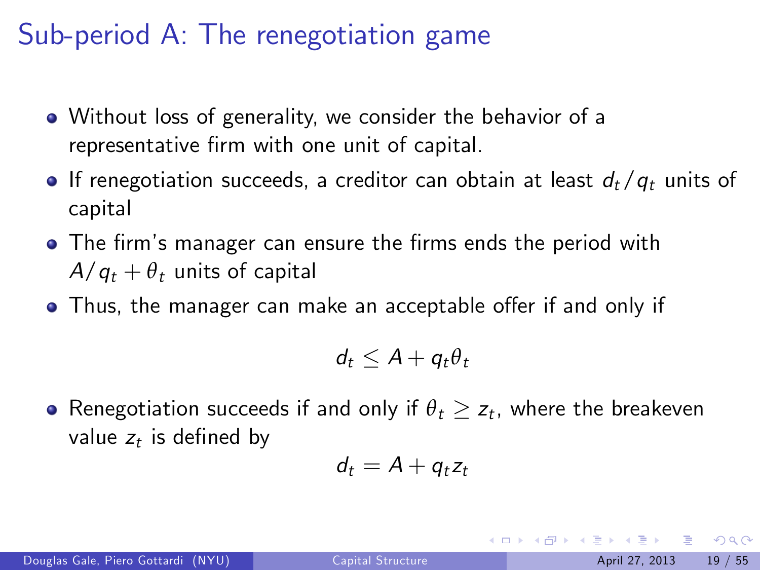# Sub-period A: The renegotiation game

- Without loss of generality, we consider the behavior of a representative firm with one unit of capital.
- If renegotiation succeeds, a creditor can obtain at least $d_t/q_t$ units of capital
- The firm's manager can ensure the firms ends the period with $A/q_t + \theta_t$ units of capital
- Thus, the manager can make an acceptable offer if and only if

$$d_t \leq A + q_t\theta_t$$

- Renegotiation succeeds if and only if $\theta_t \geq z_t$, where the breakeven value $z_t$ is defined by

$$d_t = A + q_t z_t$$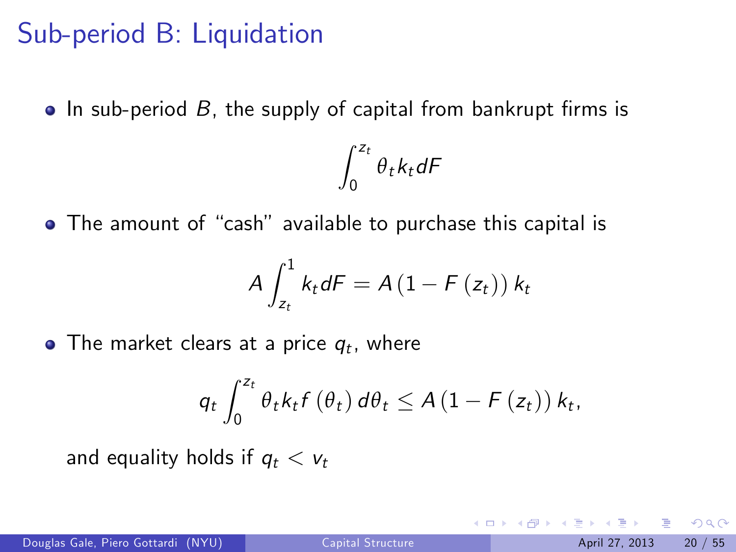# Sub-period B: Liquidation

- In sub-period $B$, the supply of capital from bankrupt firms is

$$\int_0^{z_t} \theta_t k_t dF$$

- The amount of "cash" available to purchase this capital is

$$A \int_{z_t}^1 k_t dF = A\left(1 - F\left(z_t\right)\right) k_t$$

- The market clears at a price $q_t$, where

$$q_t \int_0^{z_t} \theta_t k_t f\left(\theta_t\right) d\theta_t \leq A\left(1 - F\left(z_t\right)\right) k_t,$$

and equality holds if $q_t < v_t$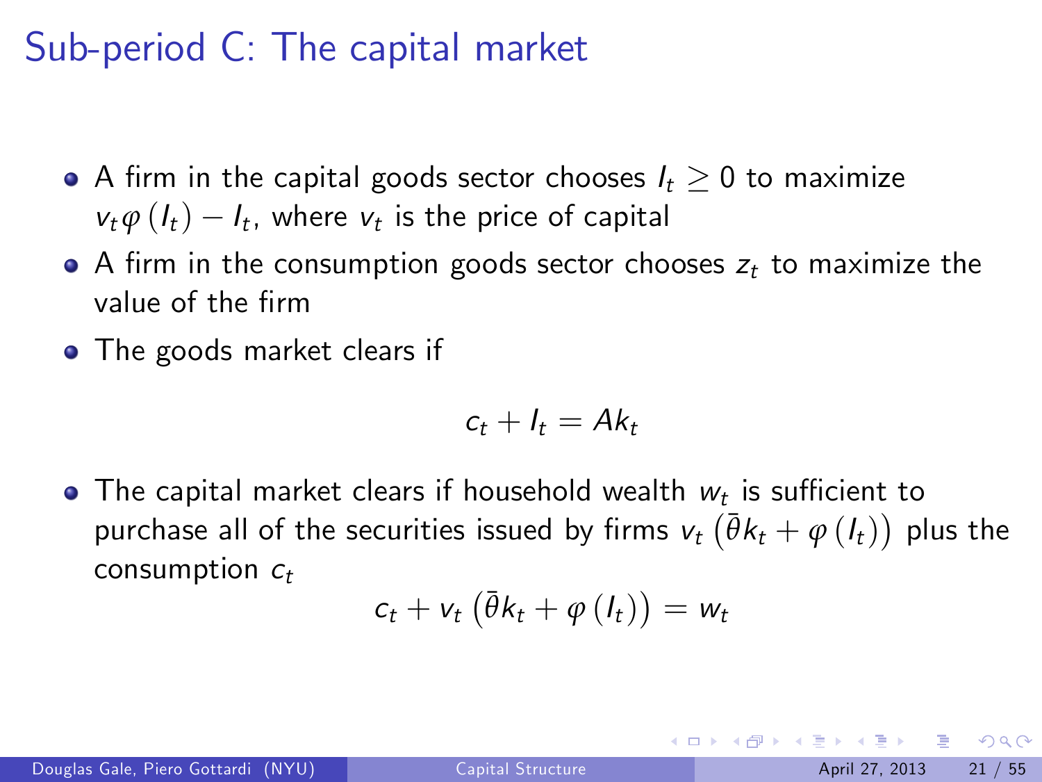# Sub-period C: The capital market

- A firm in the capital goods sector chooses $I_t \geq 0$ to maximize $v_t \varphi(I_t) - I_t$, where $v_t$ is the price of capital
- A firm in the consumption goods sector chooses $z_t$ to maximize the value of the firm
- The goods market clears if

$$c_t + I_t = Ak_t$$

- The capital market clears if household wealth $w_t$ is sufficient to purchase all of the securities issued by firms $v_t \left(\bar{\theta} k_t + \varphi(I_t)\right)$ plus the consumption $c_t$

$$c_t + v_t \left(\bar{\theta} k_t + \varphi(I_t)\right) = w_t$$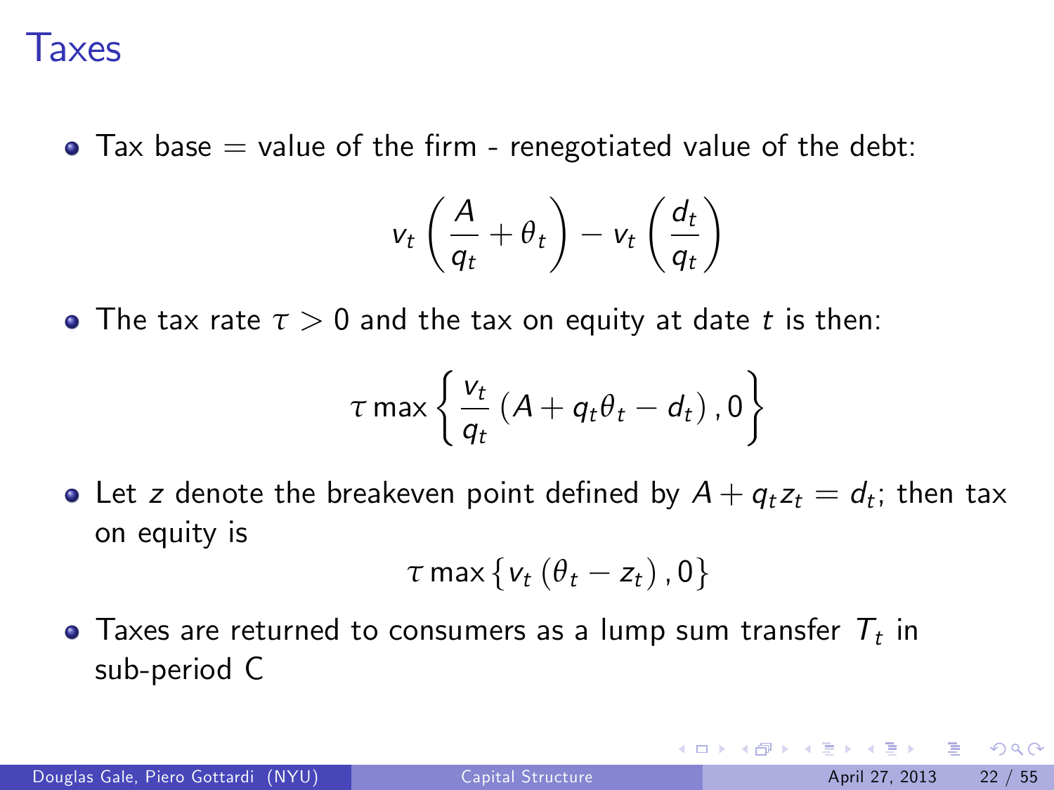# Taxes

- Tax base = value of the firm - renegotiated value of the debt:

$$v_t\left(\frac{A}{q_t}+\theta_t\right)-v_t\left(\frac{d_t}{q_t}\right)$$

- The tax rate $\tau > 0$ and the tax on equity at date $t$ is then:

$$\tau \max\left\{\frac{v_t}{q_t}\left(A+q_t\theta_t-d_t\right),0\right\}$$

- Let $z$ denote the breakeven point defined by $A+q_tz_t=d_t$; then tax on equity is

$$\tau \max\left\{v_t\left(\theta_t-z_t\right),0\right\}$$

- Taxes are returned to consumers as a lump sum transfer $T_t$ in sub-period C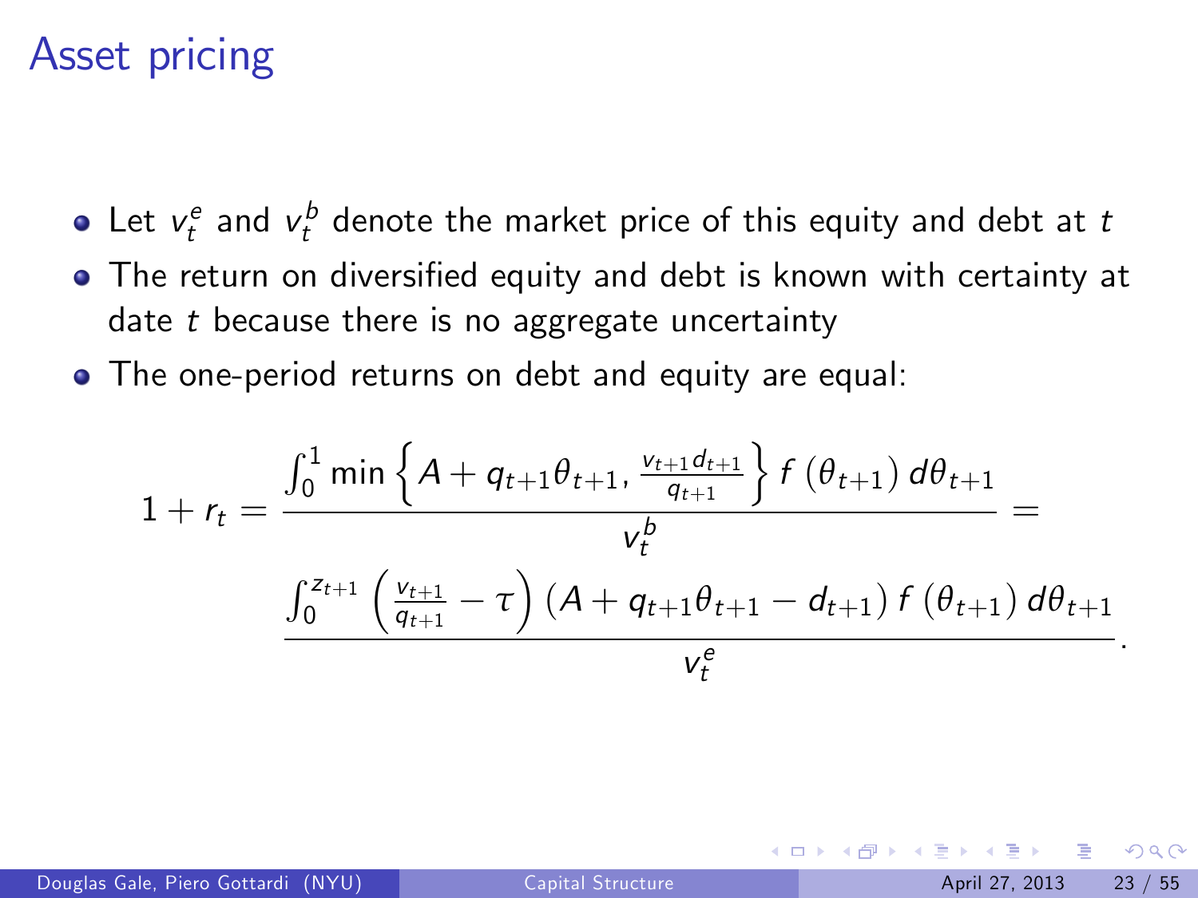# Asset pricing

- Let $v_t^e$ and $v_t^b$ denote the market price of this equity and debt at $t$
- The return on diversified equity and debt is known with certainty at date $t$ because there is no aggregate uncertainty
- The one-period returns on debt and equity are equal:

$$1 + r_t = \frac{\int_0^1 \min\left\{A + q_{t+1}\theta_{t+1}, \frac{v_{t+1}d_{t+1}}{q_{t+1}}\right\} f\left(\theta_{t+1}\right) d\theta_{t+1}}{v_t^b} =$$

$$\frac{\int_0^{z_{t+1}} \left(\frac{v_{t+1}}{q_{t+1}} - \tau\right)\left(A + q_{t+1}\theta_{t+1} - d_{t+1}\right) f\left(\theta_{t+1}\right) d\theta_{t+1}}{v_t^e}.$$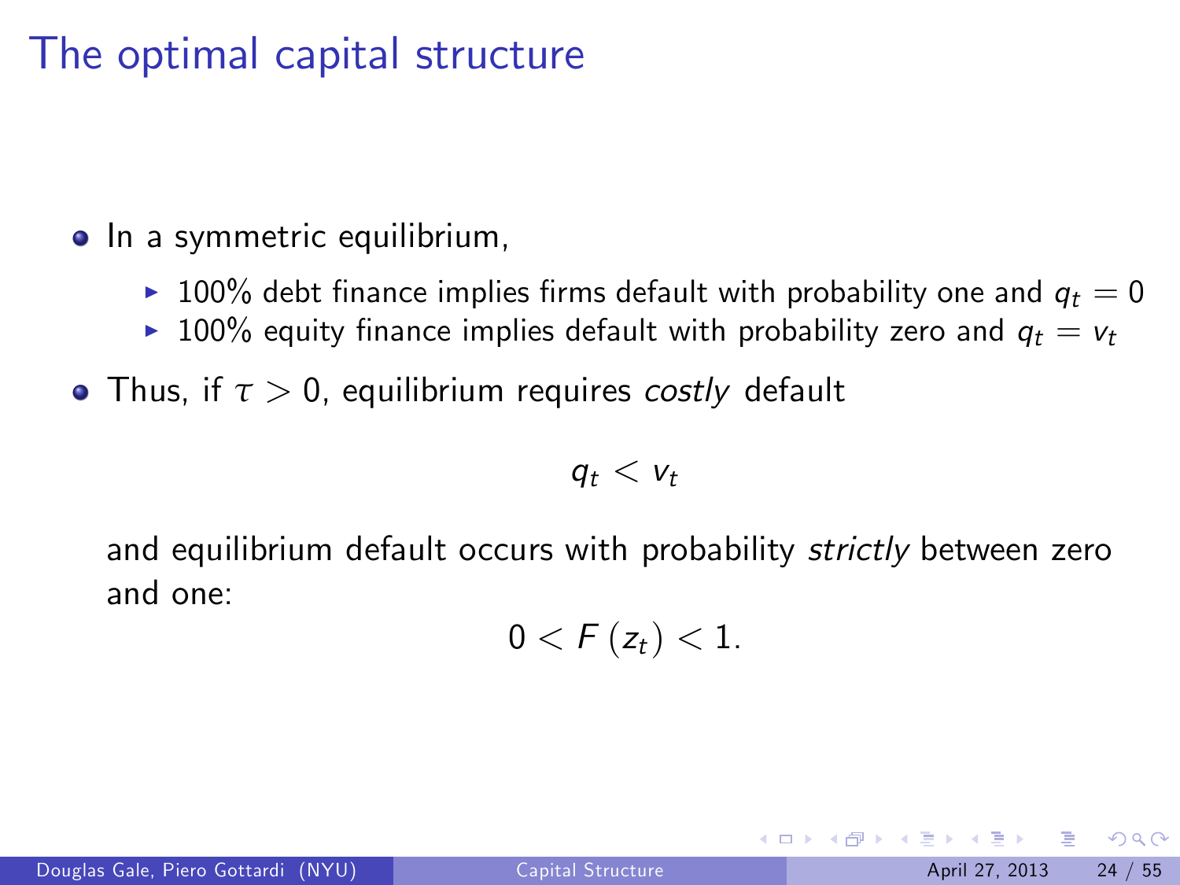# The optimal capital structure

- In a symmetric equilibrium,
  - 100% debt finance implies firms default with probability one and $q_t = 0$
  - 100% equity finance implies default with probability zero and $q_t = v_t$
- Thus, if $\tau > 0$, equilibrium requires *costly* default

$$q_t < v_t$$

  and equilibrium default occurs with probability *strictly* between zero and one:

$$0 < F(z_t) < 1.$$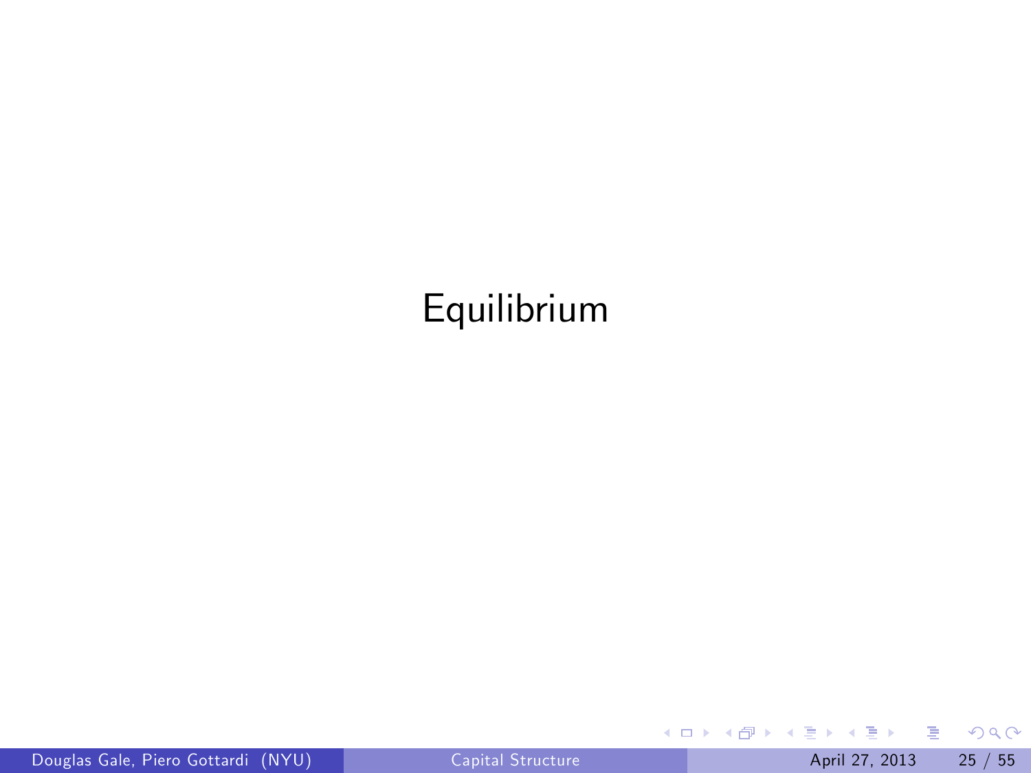# Equilibrium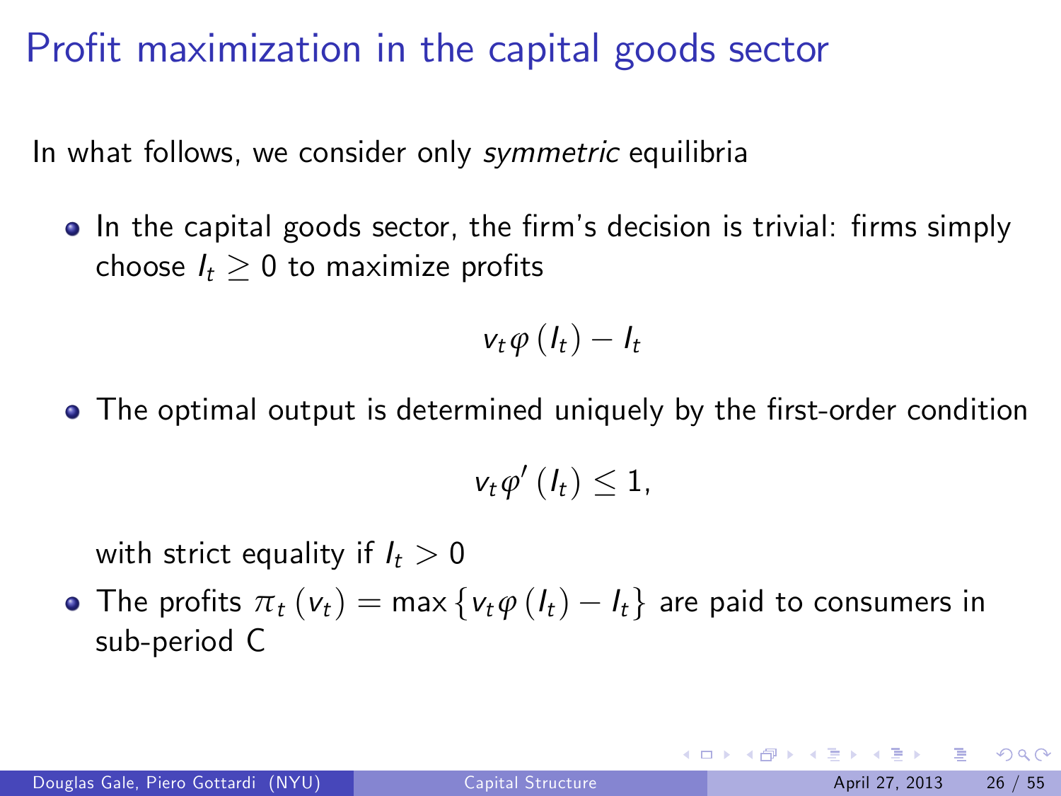# Profit maximization in the capital goods sector

In what follows, we consider only *symmetric* equilibria

- In the capital goods sector, the firm's decision is trivial: firms simply choose $I_t \geq 0$ to maximize profits

$$v_t \varphi(I_t) - I_t$$

- The optimal output is determined uniquely by the first-order condition

$$v_t \varphi'(I_t) \leq 1,$$

  with strict equality if $I_t > 0$

- The profits $\pi_t(v_t) = \max\{v_t \varphi(I_t) - I_t\}$ are paid to consumers in sub-period C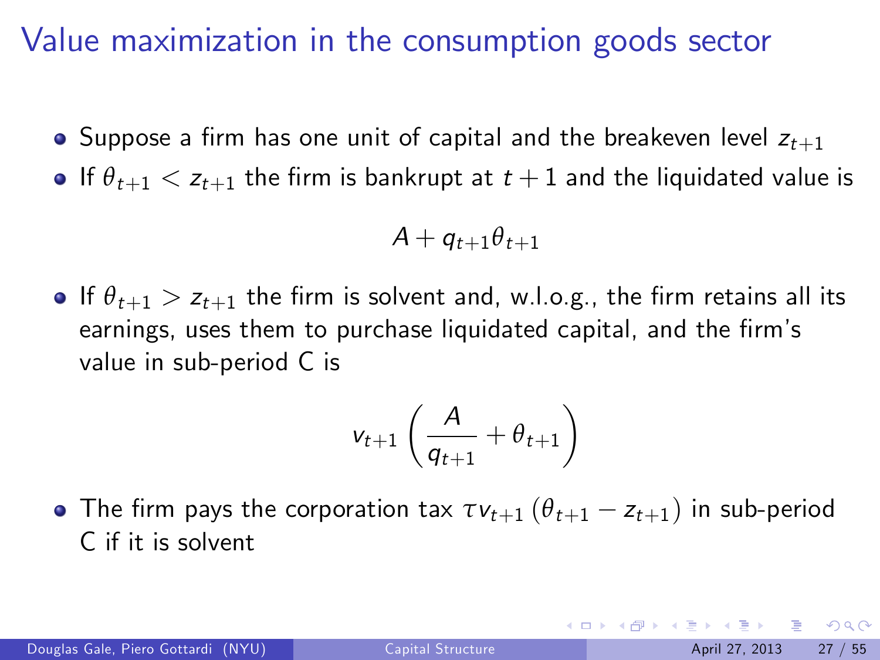# Value maximization in the consumption goods sector

- Suppose a firm has one unit of capital and the breakeven level $z_{t+1}$
- If $\theta_{t+1} < z_{t+1}$ the firm is bankrupt at $t+1$ and the liquidated value is

$$A + q_{t+1}\theta_{t+1}$$

- If $\theta_{t+1} > z_{t+1}$ the firm is solvent and, w.l.o.g., the firm retains all its earnings, uses them to purchase liquidated capital, and the firm's value in sub-period C is

$$v_{t+1}\left(\frac{A}{q_{t+1}} + \theta_{t+1}\right)$$

- The firm pays the corporation tax $\tau v_{t+1}\left(\theta_{t+1} - z_{t+1}\right)$ in sub-period C if it is solvent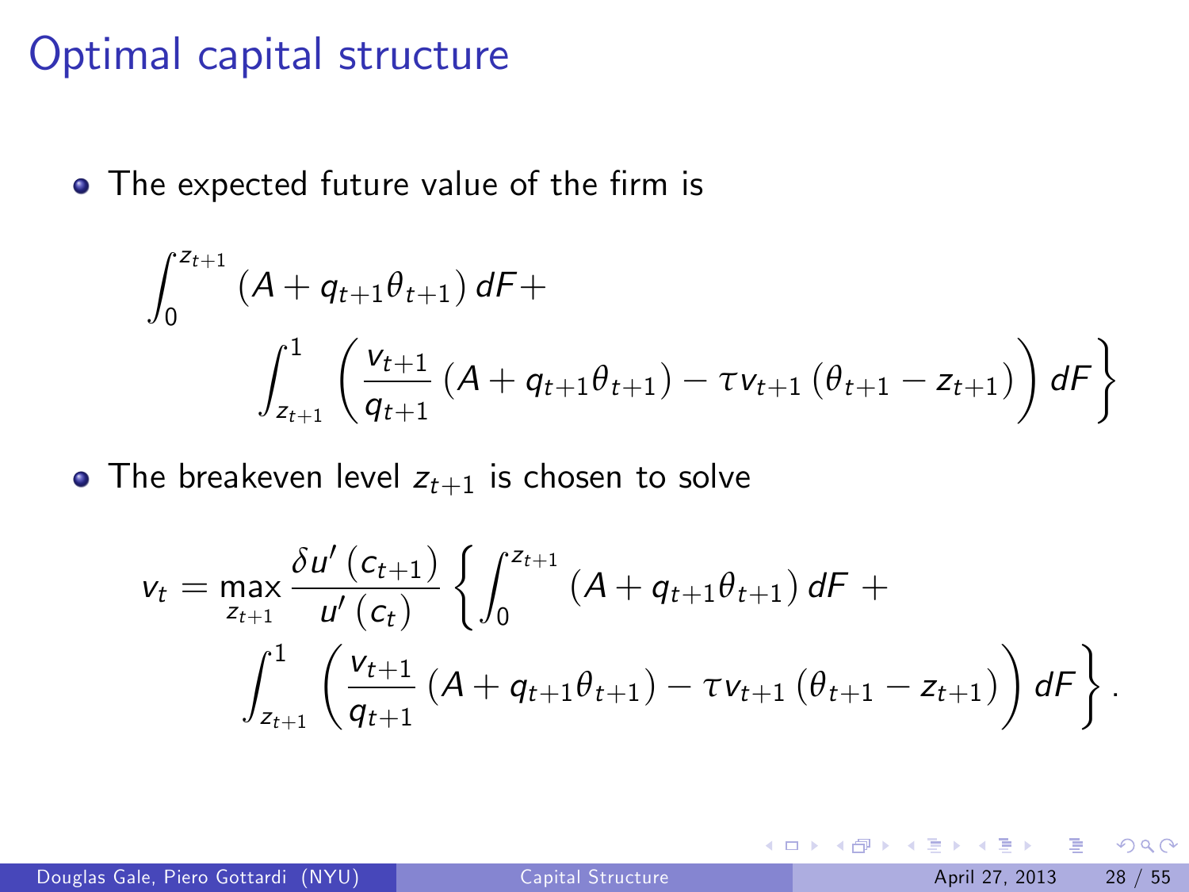# Optimal capital structure

- The expected future value of the firm is

$$\int_0^{z_{t+1}} \left(A + q_{t+1}\theta_{t+1}\right) dF + \\ \int_{z_{t+1}}^1 \left(\frac{v_{t+1}}{q_{t+1}}\left(A + q_{t+1}\theta_{t+1}\right) - \tau v_{t+1}\left(\theta_{t+1} - z_{t+1}\right)\right) dF \Bigg\}$$

- The breakeven level $z_{t+1}$ is chosen to solve

$$v_t = \max_{z_{t+1}} \frac{\delta u'\left(c_{t+1}\right)}{u'\left(c_t\right)} \left\{ \int_0^{z_{t+1}} \left(A + q_{t+1}\theta_{t+1}\right) dF + \right. \\ \left. \int_{z_{t+1}}^1 \left(\frac{v_{t+1}}{q_{t+1}}\left(A + q_{t+1}\theta_{t+1}\right) - \tau v_{t+1}\left(\theta_{t+1} - z_{t+1}\right)\right) dF \right\}.$$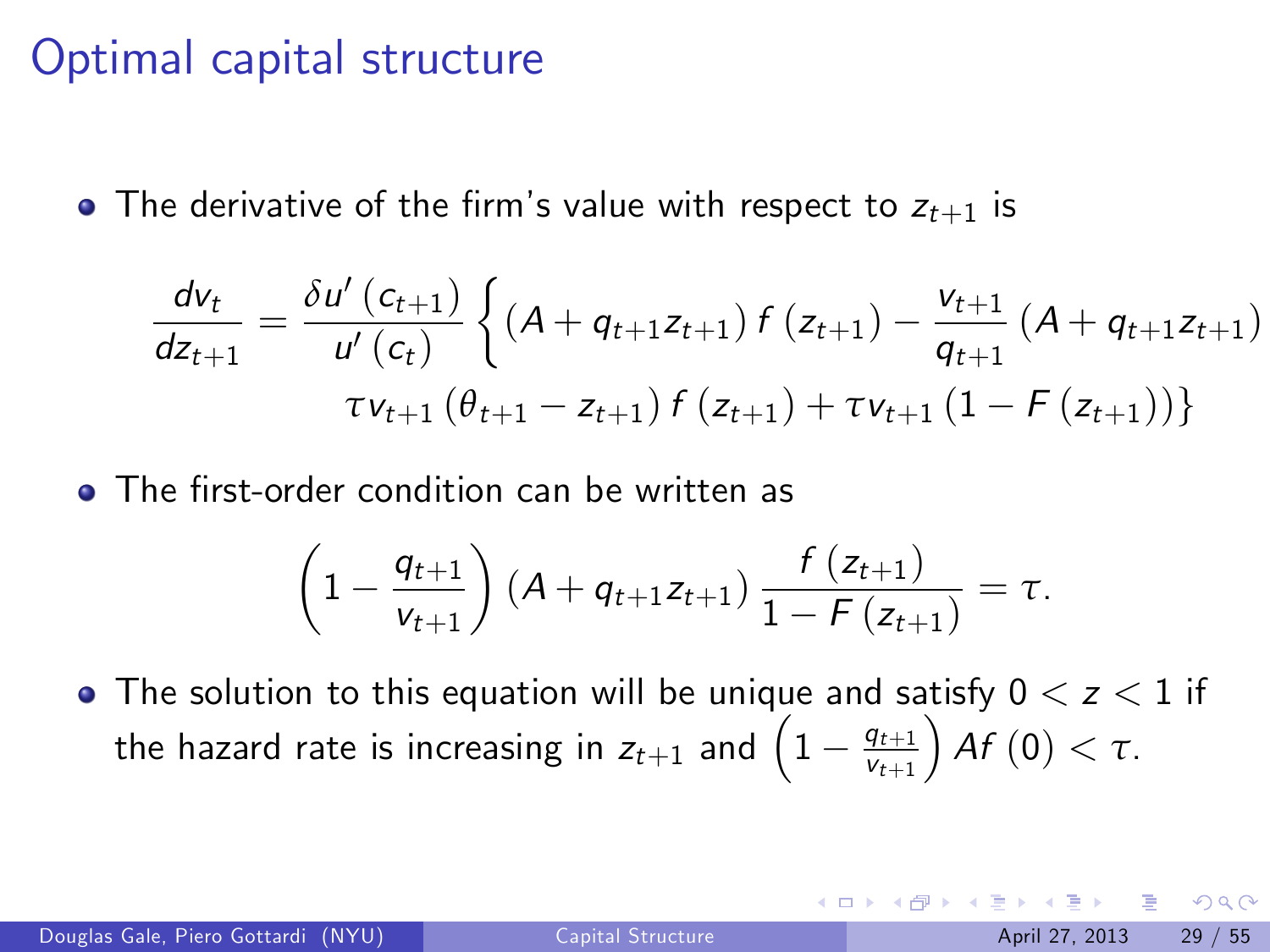# Optimal capital structure

- The derivative of the firm's value with respect to $z_{t+1}$ is

$$
\frac{dv_t}{dz_{t+1}} = \frac{\delta u'(c_{t+1})}{u'(c_t)} \left\{ (A + q_{t+1} z_{t+1}) f(z_{t+1}) - \frac{v_{t+1}}{q_{t+1}} (A + q_{t+1} z_{t+1}) \right.
$$

$$
\left. \tau v_{t+1} (\theta_{t+1} - z_{t+1}) f(z_{t+1}) + \tau v_{t+1} (1 - F(z_{t+1})) \right\}
$$

- The first-order condition can be written as

$$
\left(1 - \frac{q_{t+1}}{v_{t+1}}\right) (A + q_{t+1} z_{t+1}) \frac{f(z_{t+1})}{1 - F(z_{t+1})} = \tau.
$$

- The solution to this equation will be unique and satisfy $0 < z < 1$ if the hazard rate is increasing in $z_{t+1}$ and $\left(1 - \frac{q_{t+1}}{v_{t+1}}\right) Af(0) < \tau$.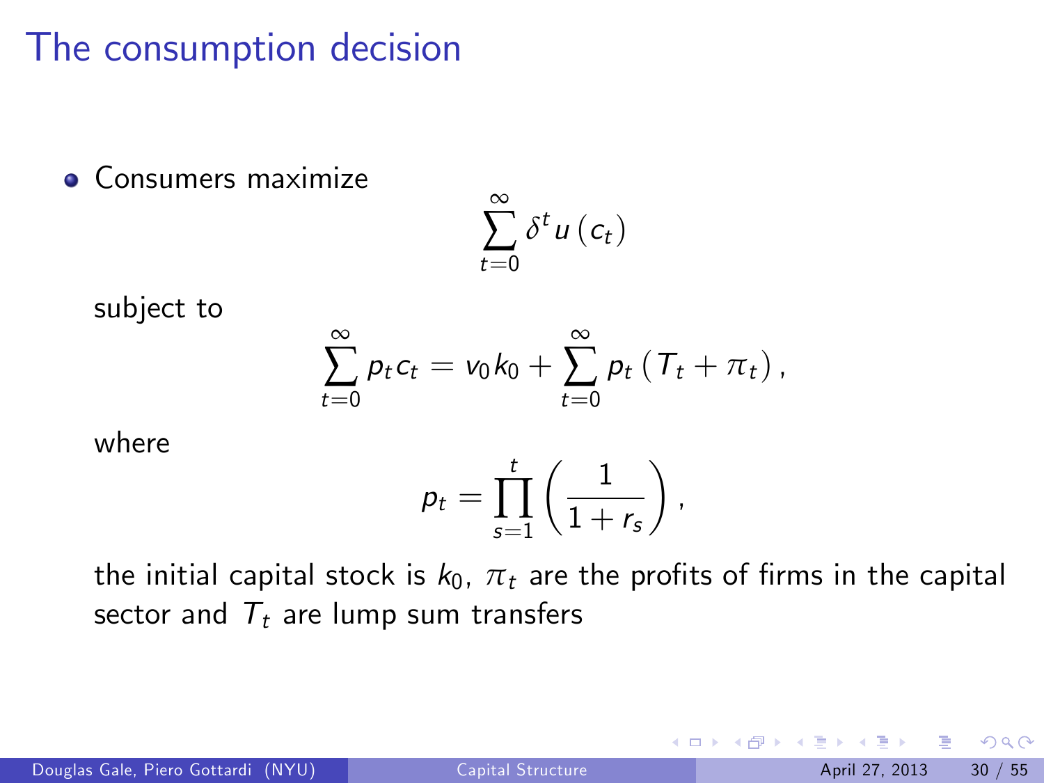# The consumption decision

- Consumers maximize

$$\sum_{t=0}^{\infty} \delta^t u(c_t)$$

subject to

$$\sum_{t=0}^{\infty} p_t c_t = v_0 k_0 + \sum_{t=0}^{\infty} p_t \left( T_t + \pi_t \right),$$

where

$$p_t = \prod_{s=1}^{t} \left( \frac{1}{1 + r_s} \right),$$

the initial capital stock is $k_0$, $\pi_t$ are the profits of firms in the capital sector and $T_t$ are lump sum transfers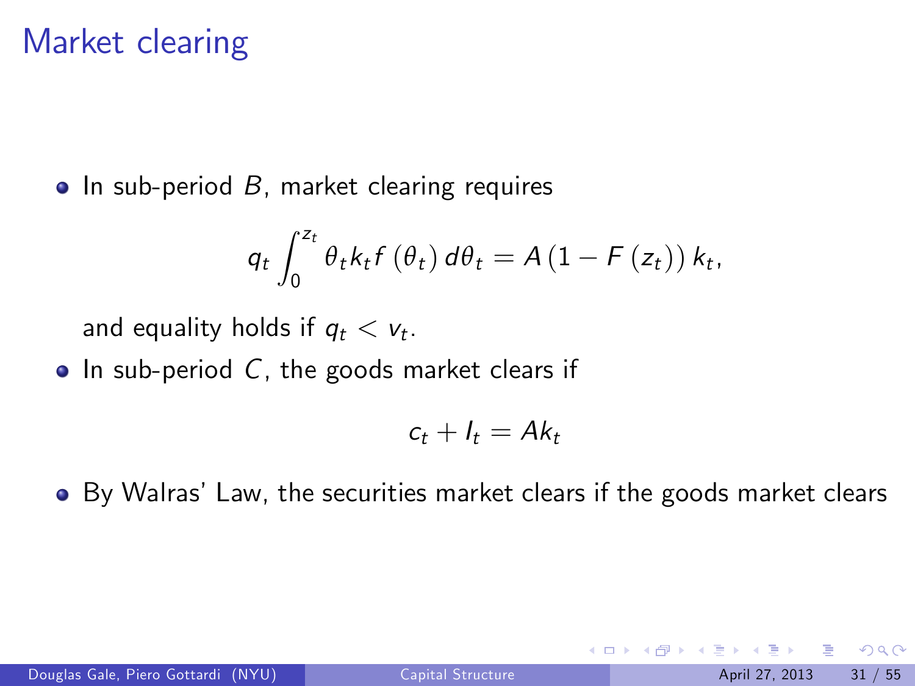# Market clearing

- In sub-period $B$, market clearing requires

$$q_t \int_0^{z_t} \theta_t k_t f(\theta_t) \, d\theta_t = A(1 - F(z_t)) k_t,$$

  and equality holds if $q_t < v_t$.

- In sub-period $C$, the goods market clears if

$$c_t + I_t = Ak_t$$

- By Walras' Law, the securities market clears if the goods market clears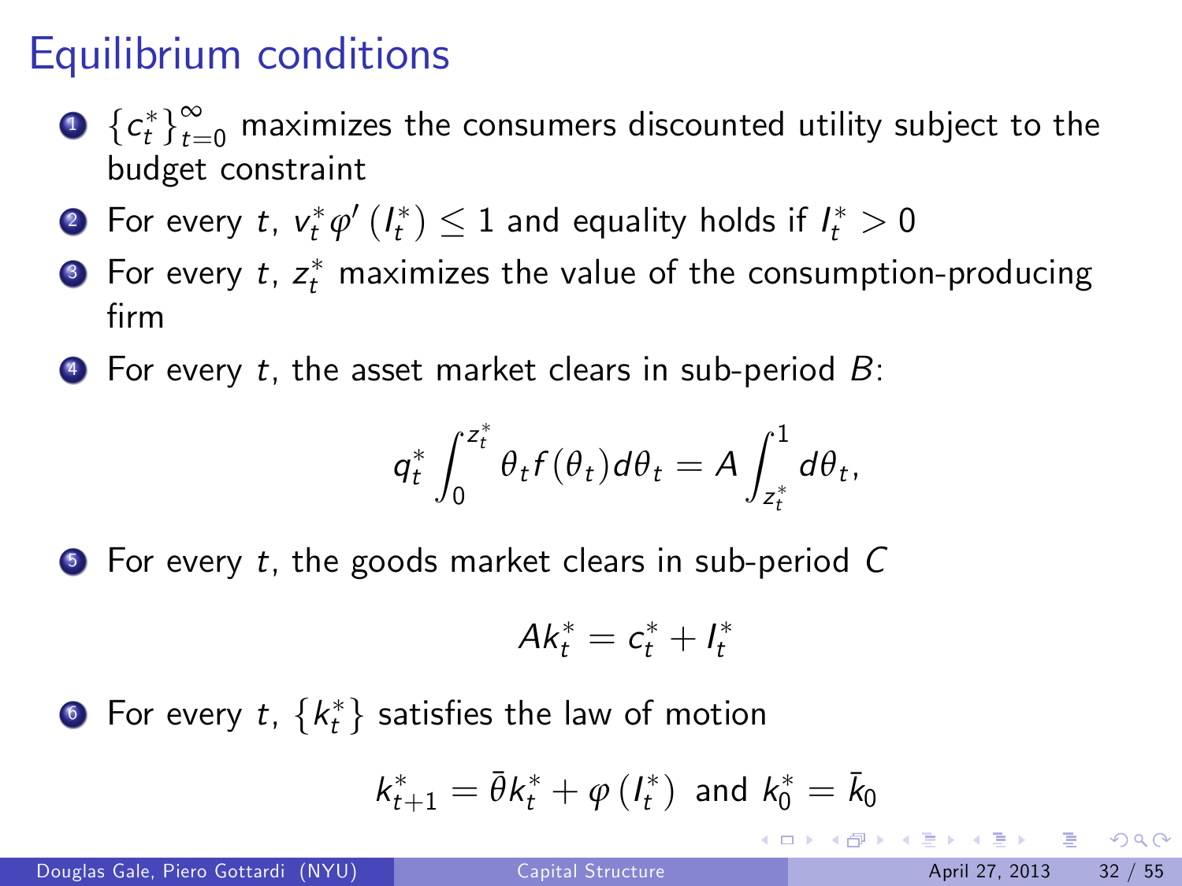# Equilibrium conditions

1. $\{c_t^*\}_{t=0}^{\infty}$ maximizes the consumers discounted utility subject to the budget constraint
2. For every $t$, $v_t^* \varphi'(I_t^*) \leq 1$ and equality holds if $I_t^* > 0$
3. For every $t$, $z_t^*$ maximizes the value of the consumption-producing firm
4. For every $t$, the asset market clears in sub-period $B$:

$$q_t^* \int_0^{z_t^*} \theta_t f(\theta_t) d\theta_t = A \int_{z_t^*}^1 d\theta_t,$$

5. For every $t$, the goods market clears in sub-period $C$

$$Ak_t^* = c_t^* + I_t^*$$

6. For every $t$, $\{k_t^*\}$ satisfies the law of motion

$$k_{t+1}^* = \bar{\theta} k_t^* + \varphi(I_t^*) \text{ and } k_0^* = \bar{k}_0$$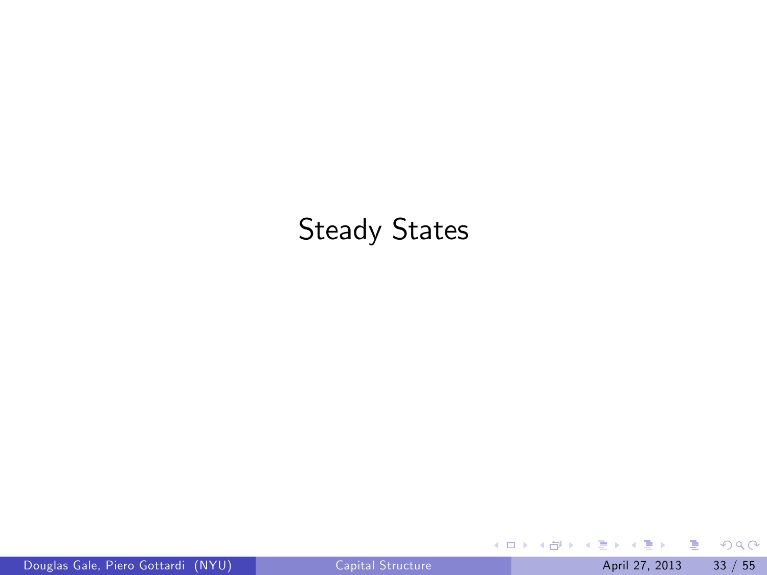# Steady States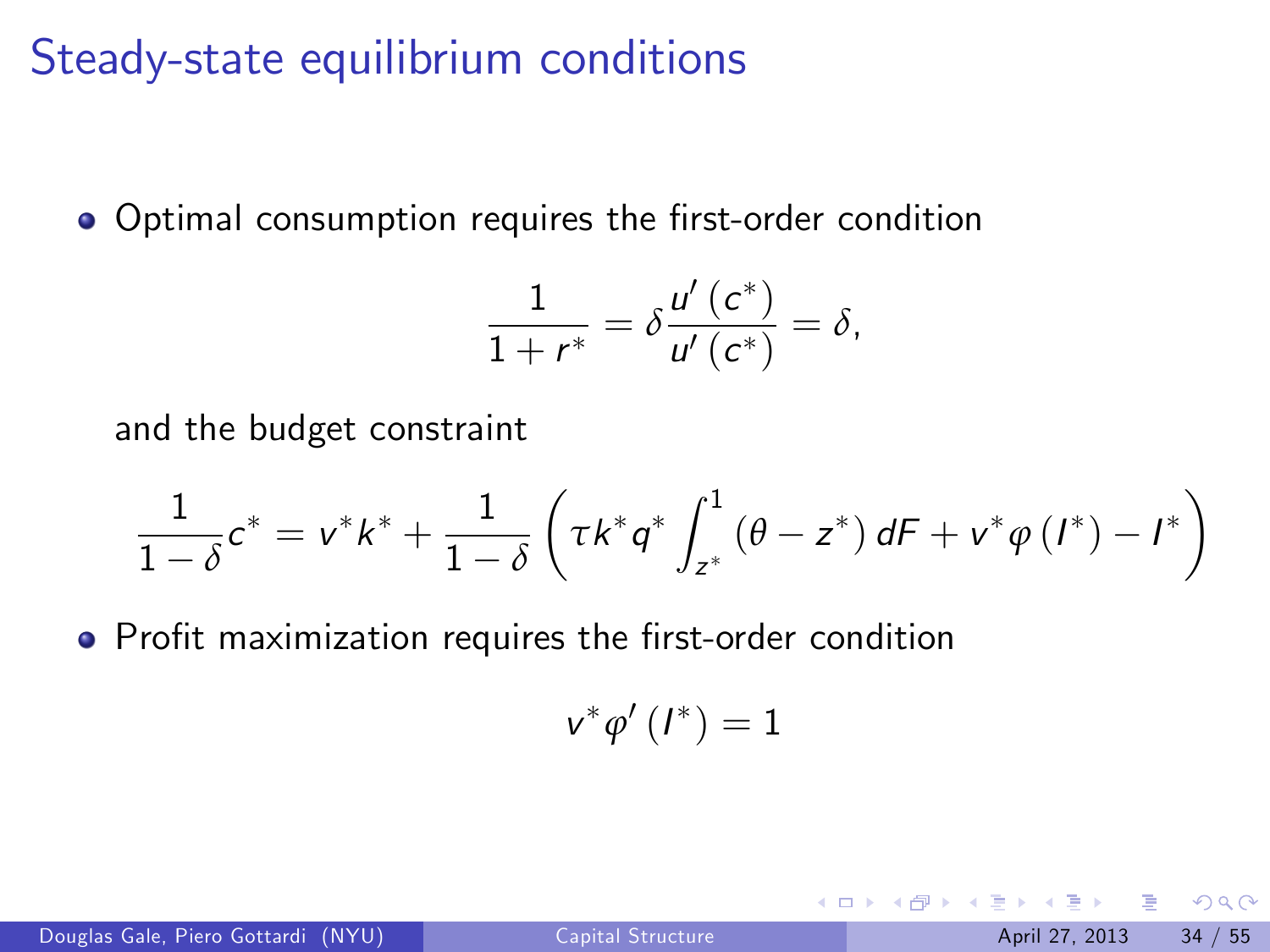# Steady-state equilibrium conditions

- Optimal consumption requires the first-order condition

$$\frac{1}{1+r^*} = \delta \frac{u'(c^*)}{u'(c^*)} = \delta,$$

and the budget constraint

$$\frac{1}{1-\delta} c^* = v^* k^* + \frac{1}{1-\delta} \left( \tau k^* q^* \int_{z^*}^{1} (\theta - z^*)\, dF + v^* \varphi(I^*) - I^* \right)$$

- Profit maximization requires the first-order condition

$$v^* \varphi'(I^*) = 1$$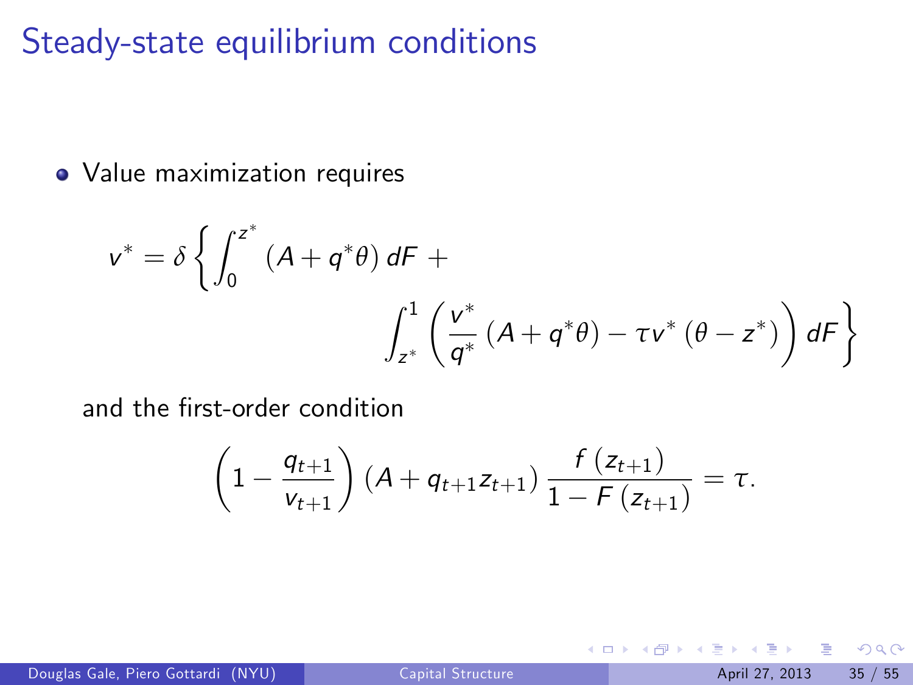# Steady-state equilibrium conditions

- Value maximization requires

$$v^* = \delta \left\{ \int_0^{z^*} (A + q^*\theta)\, dF + \int_{z^*}^1 \left( \frac{v^*}{q^*}(A + q^*\theta) - \tau v^* (\theta - z^*) \right) dF \right\}$$

and the first-order condition

$$\left(1 - \frac{q_{t+1}}{v_{t+1}}\right)(A + q_{t+1} z_{t+1}) \frac{f(z_{t+1})}{1 - F(z_{t+1})} = \tau.$$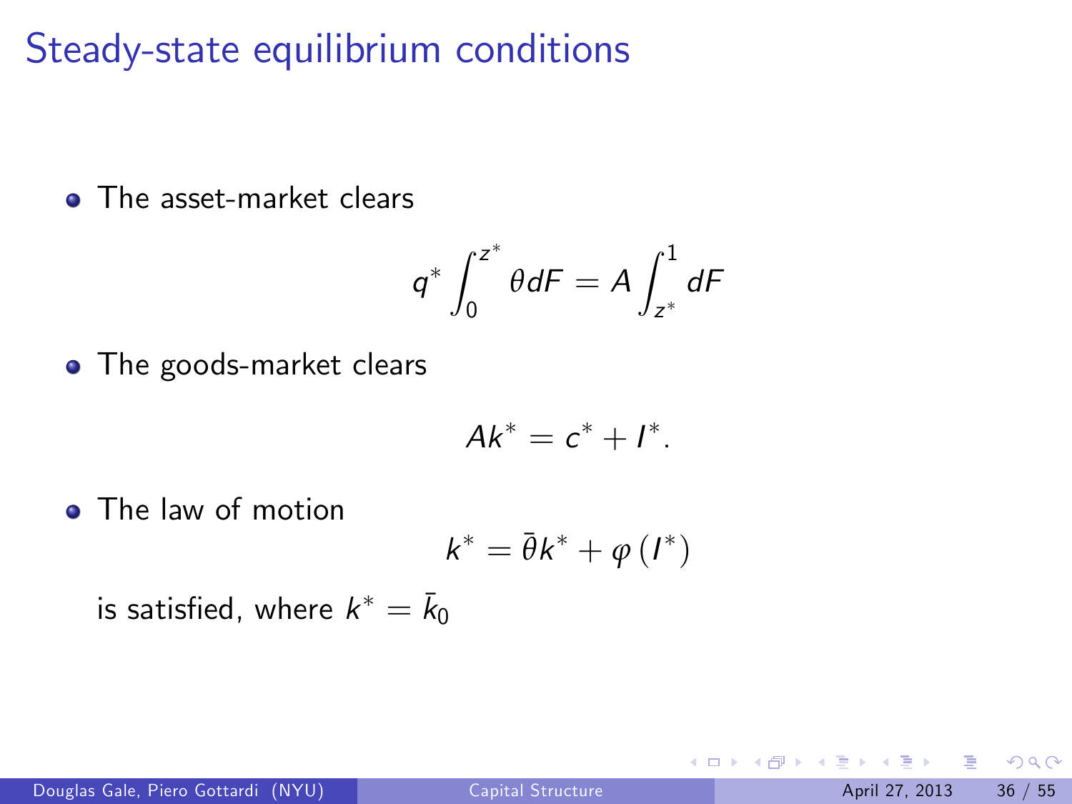# Steady-state equilibrium conditions

- The asset-market clears

$$q^* \int_0^{z^*} \theta dF = A \int_{z^*}^1 dF$$

- The goods-market clears

$$Ak^* = c^* + I^*.$$

- The law of motion

$$k^* = \bar{\theta} k^* + \varphi (I^*)$$

is satisfied, where $k^* = \bar{k}_0$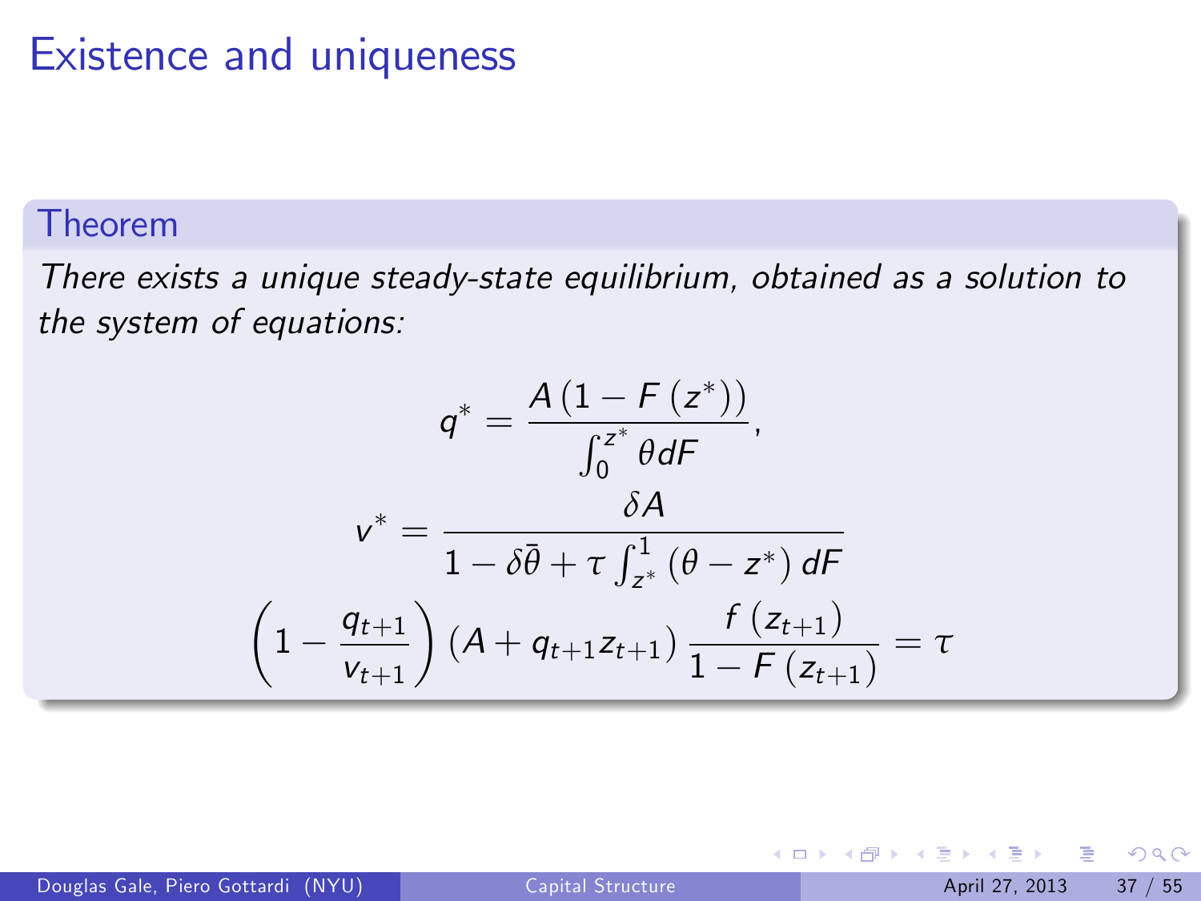# Existence and uniqueness

**Theorem**

*There exists a unique steady-state equilibrium, obtained as a solution to the system of equations:*

$$q^* = \frac{A\left(1 - F\left(z^*\right)\right)}{\int_0^{z^*} \theta dF},$$

$$v^* = \frac{\delta A}{1 - \delta\bar{\theta} + \tau \int_{z^*}^1 \left(\theta - z^*\right) dF}$$

$$\left(1 - \frac{q_{t+1}}{v_{t+1}}\right)\left(A + q_{t+1} z_{t+1}\right) \frac{f\left(z_{t+1}\right)}{1 - F\left(z_{t+1}\right)} = \tau$$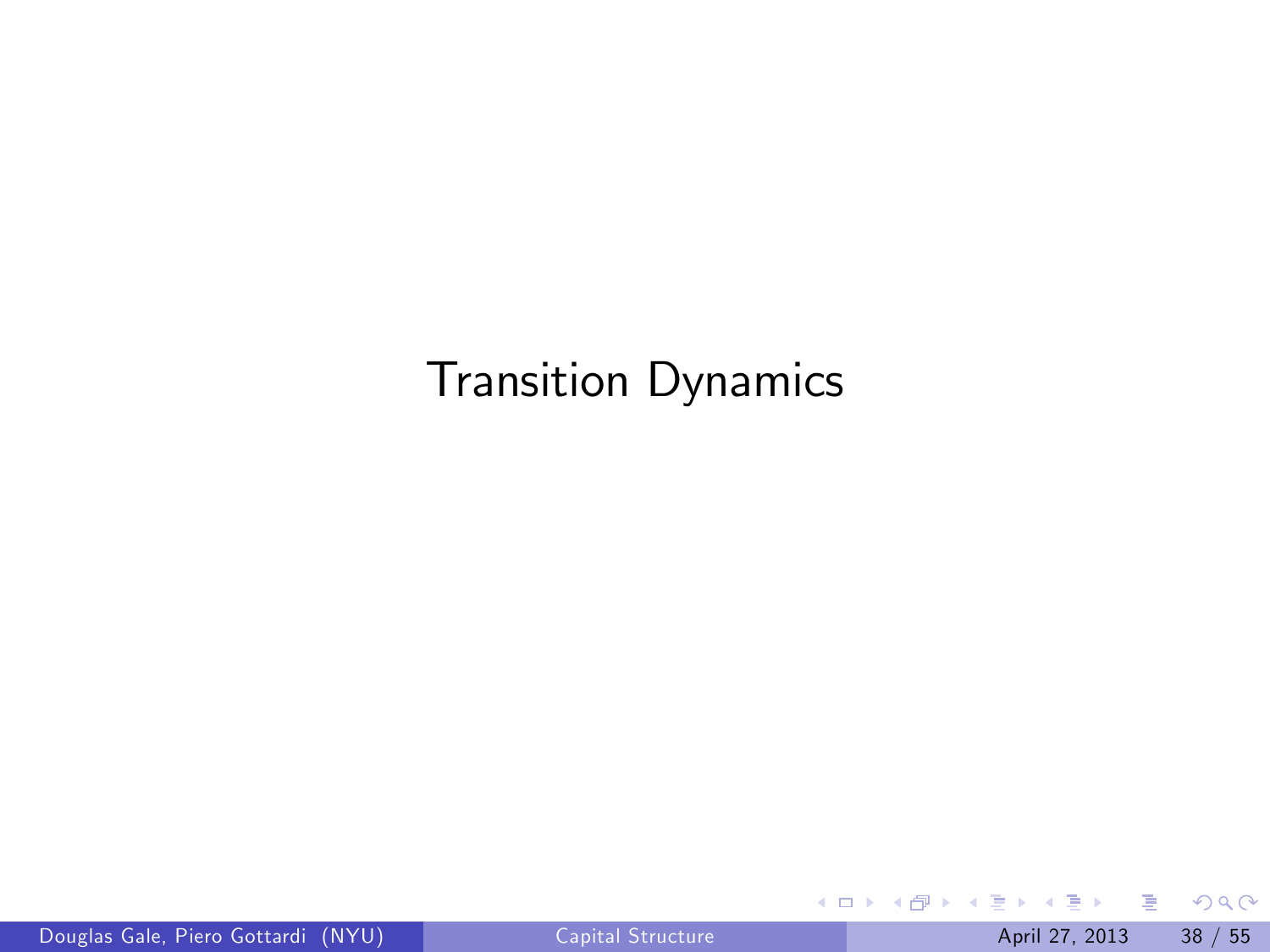# Transition Dynamics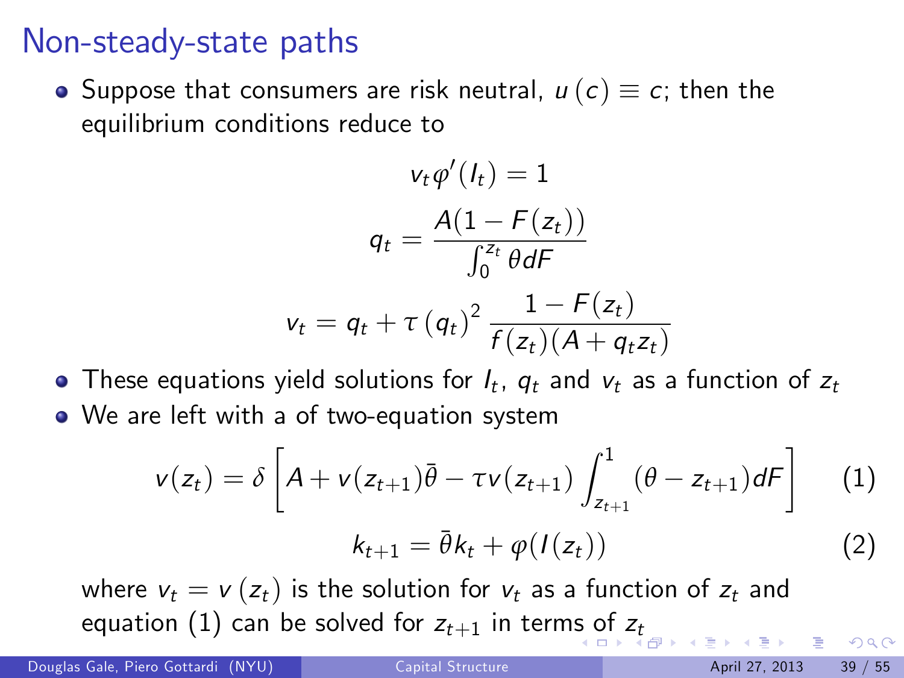# Non-steady-state paths

- Suppose that consumers are risk neutral, $u(c) \equiv c$; then the equilibrium conditions reduce to

$$v_t \varphi'(I_t) = 1$$

$$q_t = \frac{A(1 - F(z_t))}{\int_0^{z_t} \theta dF}$$

$$v_t = q_t + \tau (q_t)^2 \frac{1 - F(z_t)}{f(z_t)(A + q_t z_t)}$$

- These equations yield solutions for $I_t$, $q_t$ and $v_t$ as a function of $z_t$
- We are left with a of two-equation system

$$v(z_t) = \delta \left[ A + v(z_{t+1})\bar{\theta} - \tau v(z_{t+1}) \int_{z_{t+1}}^{1} (\theta - z_{t+1}) dF \right] \quad (1)$$

$$k_{t+1} = \bar{\theta} k_t + \varphi(I(z_t)) \quad (2)$$

where $v_t = v(z_t)$ is the solution for $v_t$ as a function of $z_t$ and equation (1) can be solved for $z_{t+1}$ in terms of $z_t$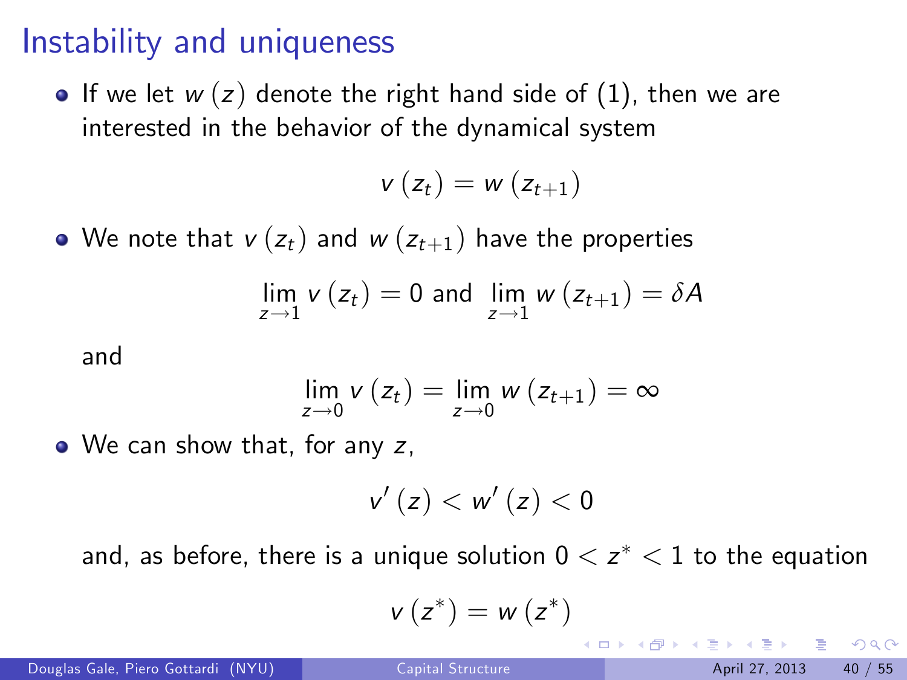# Instability and uniqueness

- If we let $w(z)$ denote the right hand side of (1), then we are interested in the behavior of the dynamical system

$$v(z_t) = w(z_{t+1})$$

- We note that $v(z_t)$ and $w(z_{t+1})$ have the properties

$$\lim_{z \to 1} v(z_t) = 0 \text{ and } \lim_{z \to 1} w(z_{t+1}) = \delta A$$

  and

$$\lim_{z \to 0} v(z_t) = \lim_{z \to 0} w(z_{t+1}) = \infty$$

- We can show that, for any $z$,

$$v'(z) < w'(z) < 0$$

  and, as before, there is a unique solution $0 < z^* < 1$ to the equation

$$v(z^*) = w(z^*)$$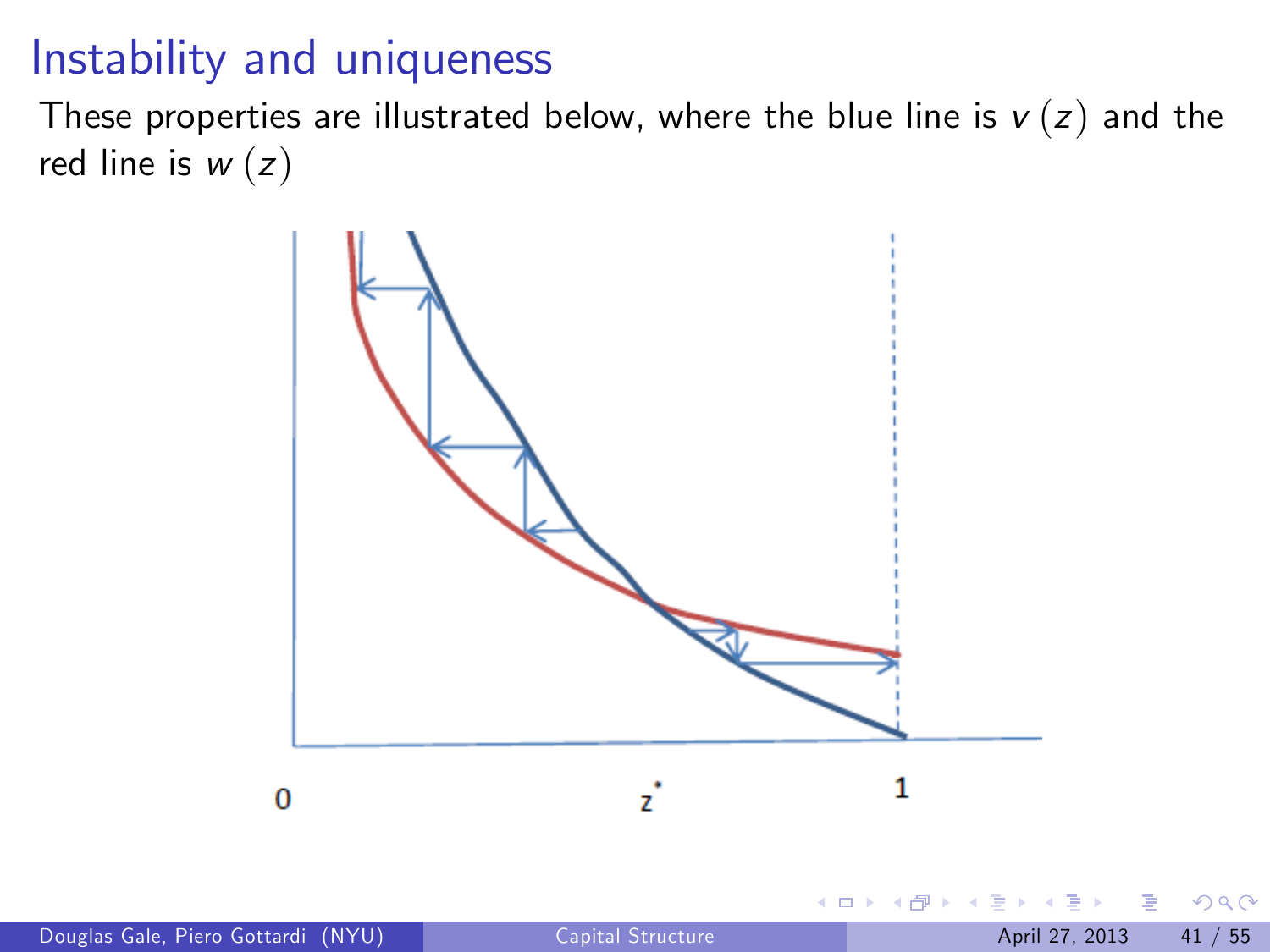# Instability and uniqueness

These properties are illustrated below, where the blue line is $v(z)$ and the red line is $w(z)$

0

$z^*$

1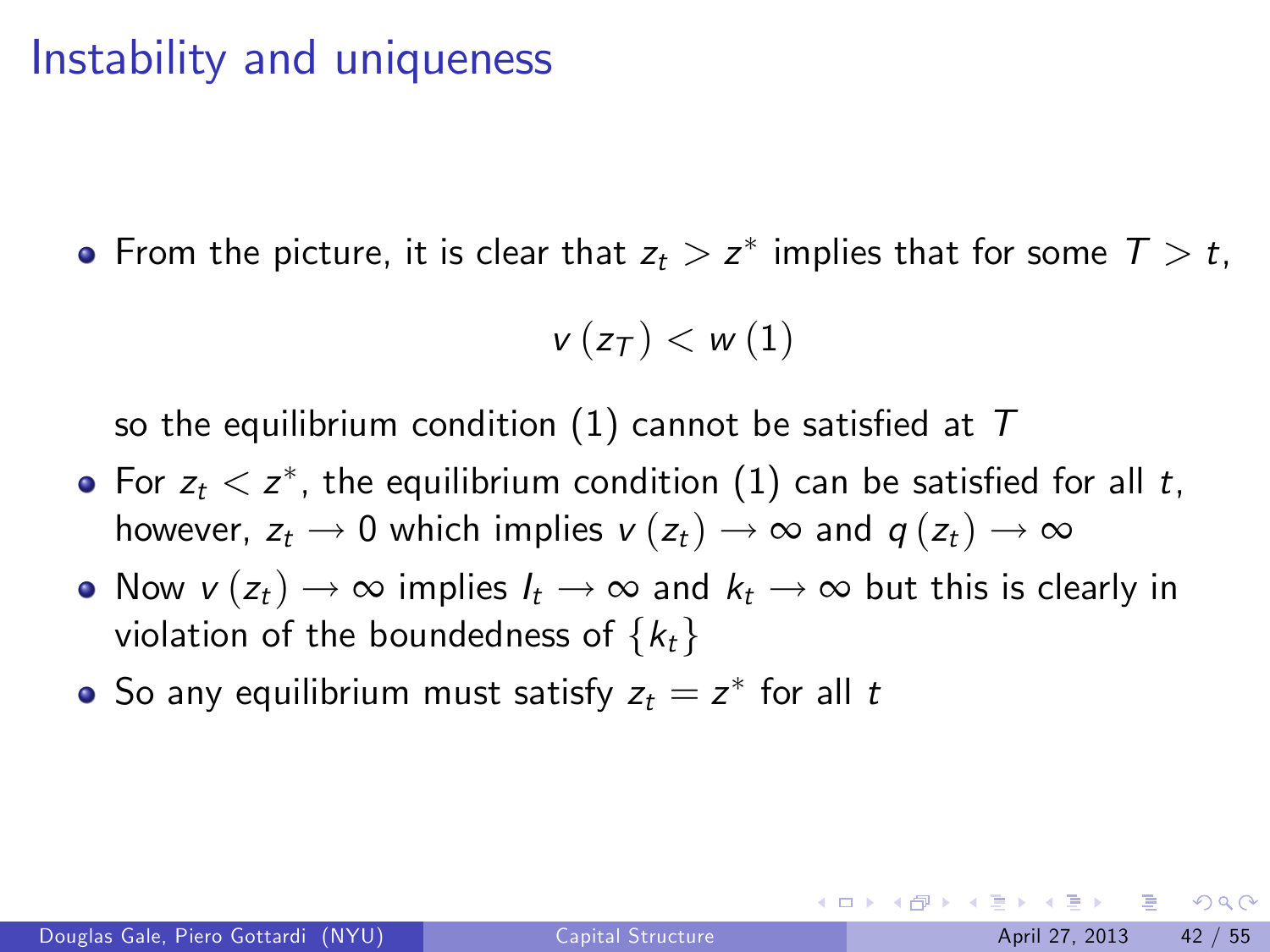# Instability and uniqueness

- From the picture, it is clear that $z_t > z^*$ implies that for some $T > t$,

  $$v(z_T) < w(1)$$

  so the equilibrium condition (1) cannot be satisfied at $T$
- For $z_t < z^*$, the equilibrium condition (1) can be satisfied for all $t$, however, $z_t \to 0$ which implies $v(z_t) \to \infty$ and $q(z_t) \to \infty$
- Now $v(z_t) \to \infty$ implies $I_t \to \infty$ and $k_t \to \infty$ but this is clearly in violation of the boundedness of $\{k_t\}$
- So any equilibrium must satisfy $z_t = z^*$ for all $t$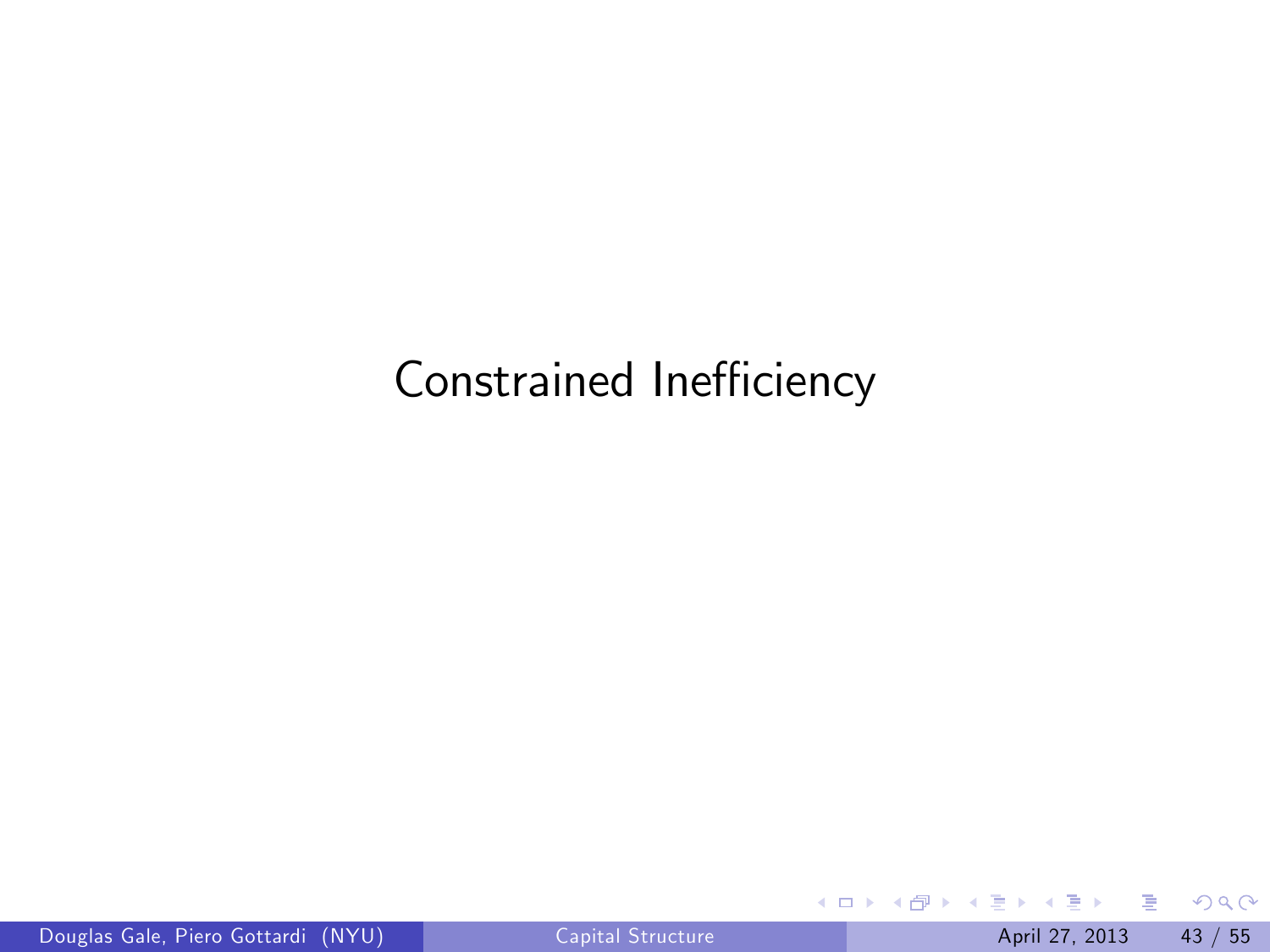# Constrained Inefficiency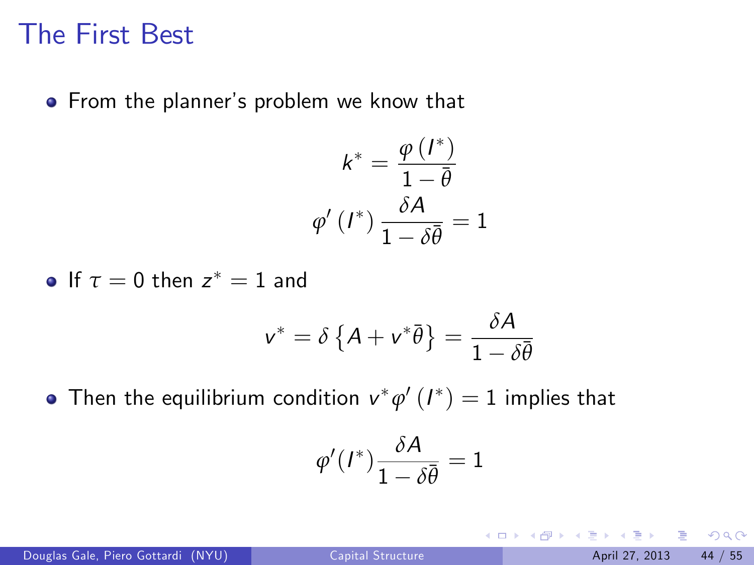# The First Best

- From the planner's problem we know that

$$k^* = \frac{\varphi(I^*)}{1-\bar{\theta}}$$

$$\varphi'(I^*)\frac{\delta A}{1-\delta\bar{\theta}} = 1$$

- If $\tau = 0$ then $z^* = 1$ and

$$v^* = \delta\left\{A + v^*\bar{\theta}\right\} = \frac{\delta A}{1-\delta\bar{\theta}}$$

- Then the equilibrium condition $v^*\varphi'(I^*) = 1$ implies that

$$\varphi'(I^*)\frac{\delta A}{1-\delta\bar{\theta}} = 1$$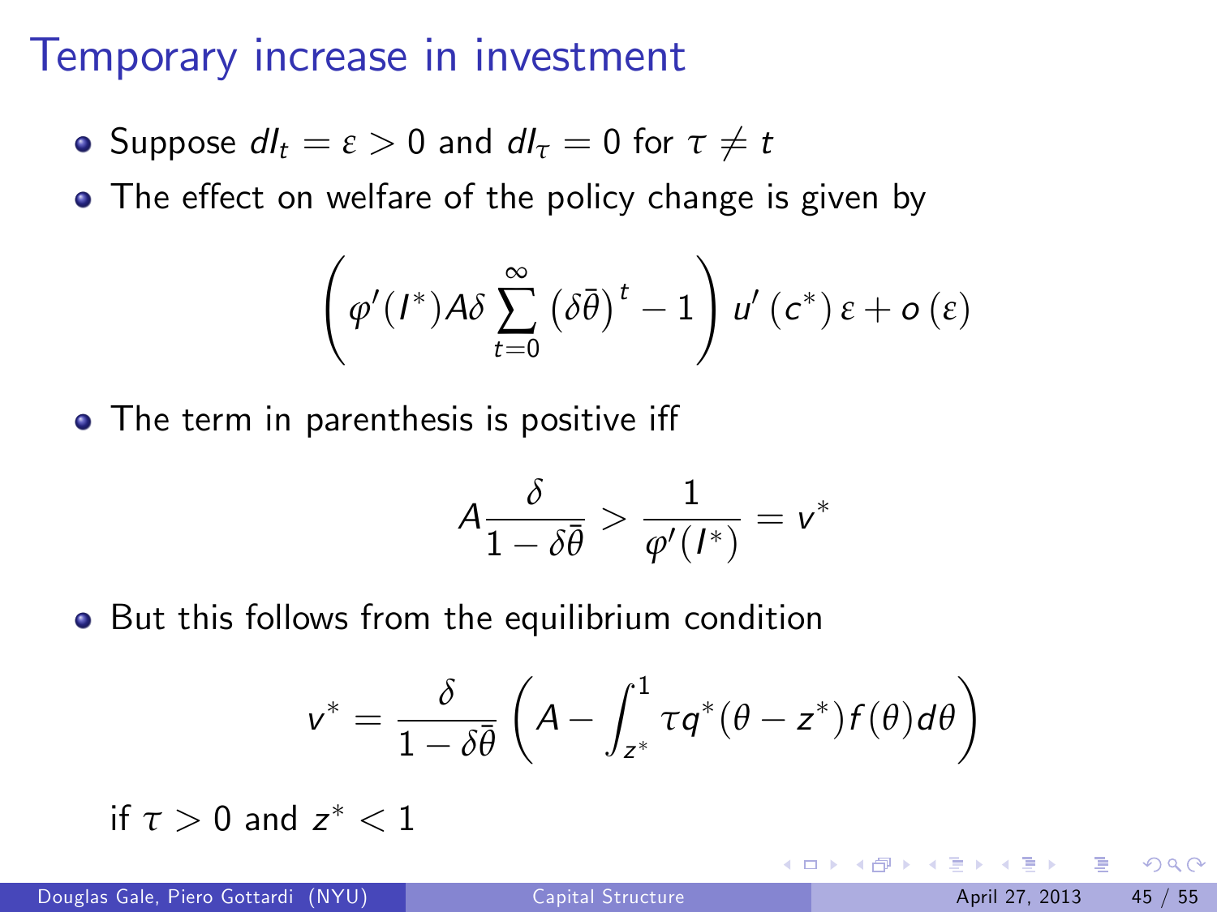# Temporary increase in investment

- Suppose $dI_t = \varepsilon > 0$ and $dI_\tau = 0$ for $\tau \neq t$
- The effect on welfare of the policy change is given by

$$\left( \varphi'(I^*) A \delta \sum_{t=0}^{\infty} \left(\delta \bar{\theta}\right)^t - 1 \right) u'\left(c^*\right) \varepsilon + o\left(\varepsilon\right)$$

- The term in parenthesis is positive iff

$$A \frac{\delta}{1 - \delta \bar{\theta}} > \frac{1}{\varphi'(I^*)} = v^*$$

- But this follows from the equilibrium condition

$$v^* = \frac{\delta}{1 - \delta \bar{\theta}} \left( A - \int_{z^*}^{1} \tau q^*(\theta - z^*) f(\theta) d\theta \right)$$

  if $\tau > 0$ and $z^* < 1$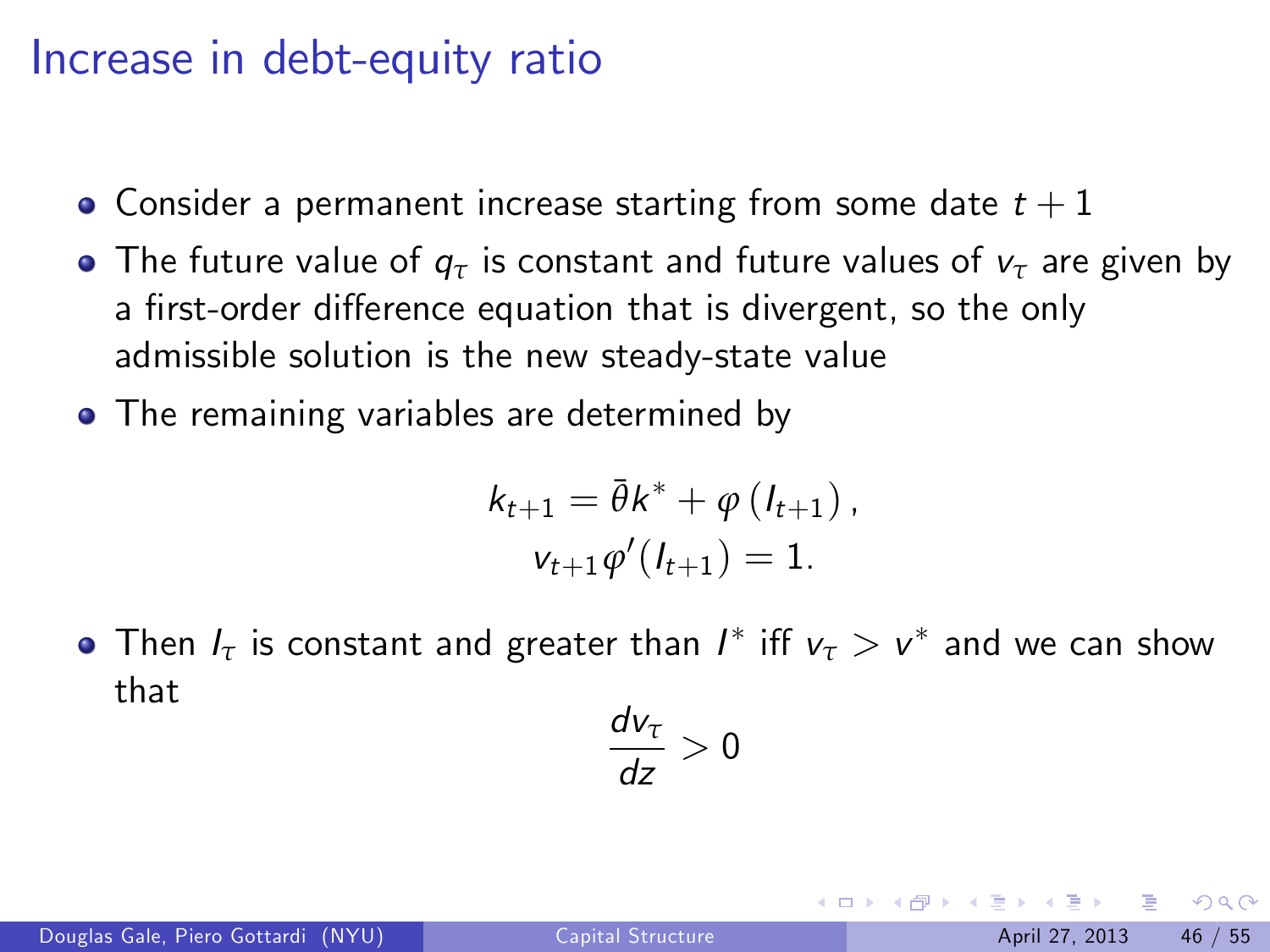# Increase in debt-equity ratio

- Consider a permanent increase starting from some date $t+1$
- The future value of $q_\tau$ is constant and future values of $v_\tau$ are given by a first-order difference equation that is divergent, so the only admissible solution is the new steady-state value
- The remaining variables are determined by

$$k_{t+1} = \bar{\theta} k^* + \varphi\left(I_{t+1}\right),$$
$$v_{t+1}\varphi'(I_{t+1}) = 1.$$

- Then $I_\tau$ is constant and greater than $I^*$ iff $v_\tau > v^*$ and we can show that

$$\frac{dv_\tau}{dz} > 0$$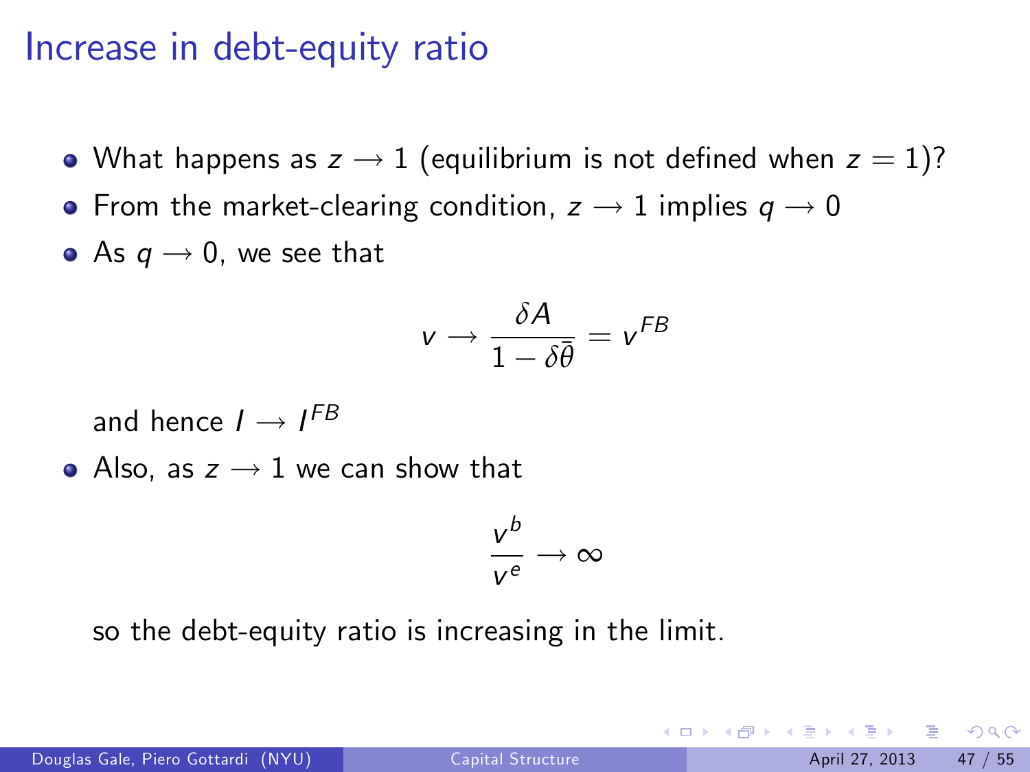# Increase in debt-equity ratio

- What happens as $z \longrightarrow 1$ (equilibrium is not defined when $z = 1$)?
- From the market-clearing condition, $z \longrightarrow 1$ implies $q \longrightarrow 0$
- As $q \longrightarrow 0$, we see that

$$v \longrightarrow \frac{\delta A}{1 - \delta \bar{\theta}} = v^{FB}$$

  and hence $I \longrightarrow I^{FB}$

- Also, as $z \longrightarrow 1$ we can show that

$$\frac{v^b}{v^e} \longrightarrow \infty$$

  so the debt-equity ratio is increasing in the limit.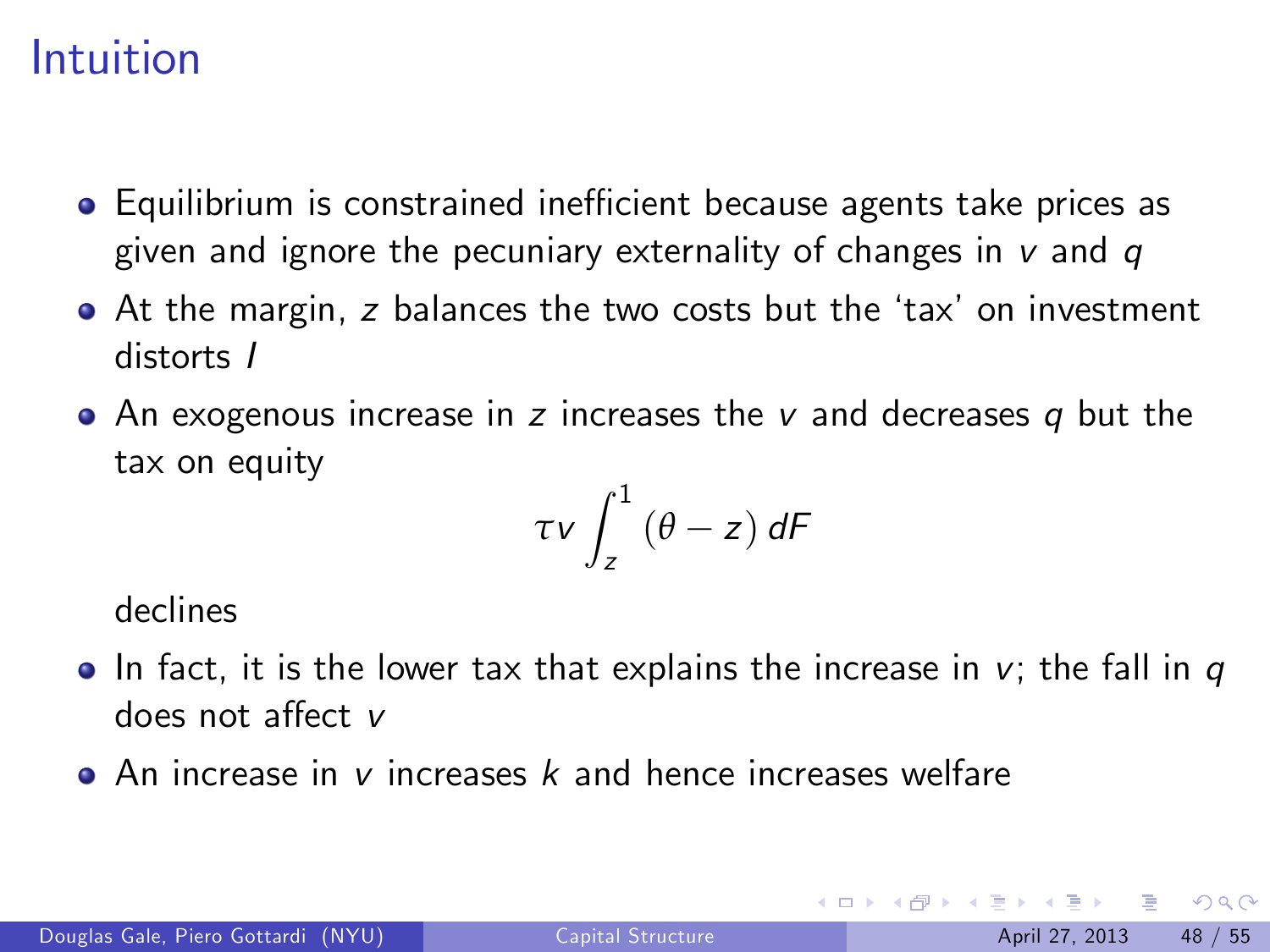# Intuition

- Equilibrium is constrained inefficient because agents take prices as given and ignore the pecuniary externality of changes in $v$ and $q$
- At the margin, $z$ balances the two costs but the 'tax' on investment distorts $I$
- An exogenous increase in $z$ increases the $v$ and decreases $q$ but the tax on equity

$$\tau v \int_{z}^{1} (\theta - z) \, dF$$

  declines
- In fact, it is the lower tax that explains the increase in $v$; the fall in $q$ does not affect $v$
- An increase in $v$ increases $k$ and hence increases welfare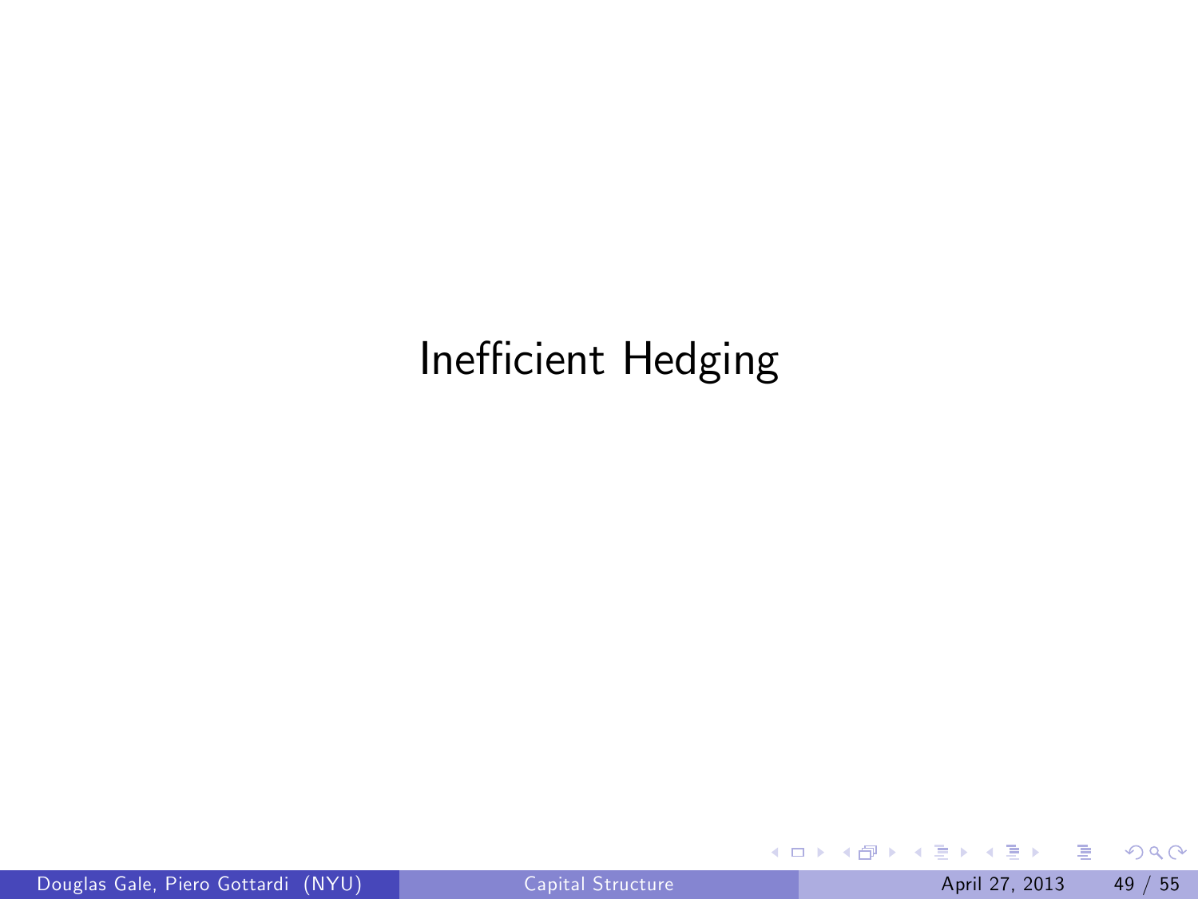# Inefficient Hedging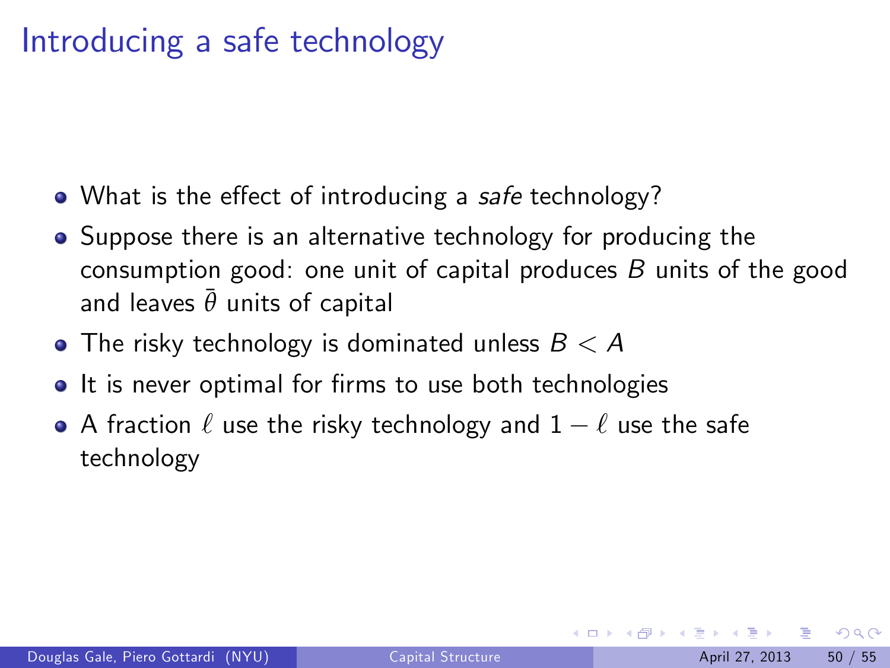# Introducing a safe technology

- What is the effect of introducing a *safe* technology?
- Suppose there is an alternative technology for producing the consumption good: one unit of capital produces $B$ units of the good and leaves $\bar{\theta}$ units of capital
- The risky technology is dominated unless $B < A$
- It is never optimal for firms to use both technologies
- A fraction $\ell$ use the risky technology and $1 - \ell$ use the safe technology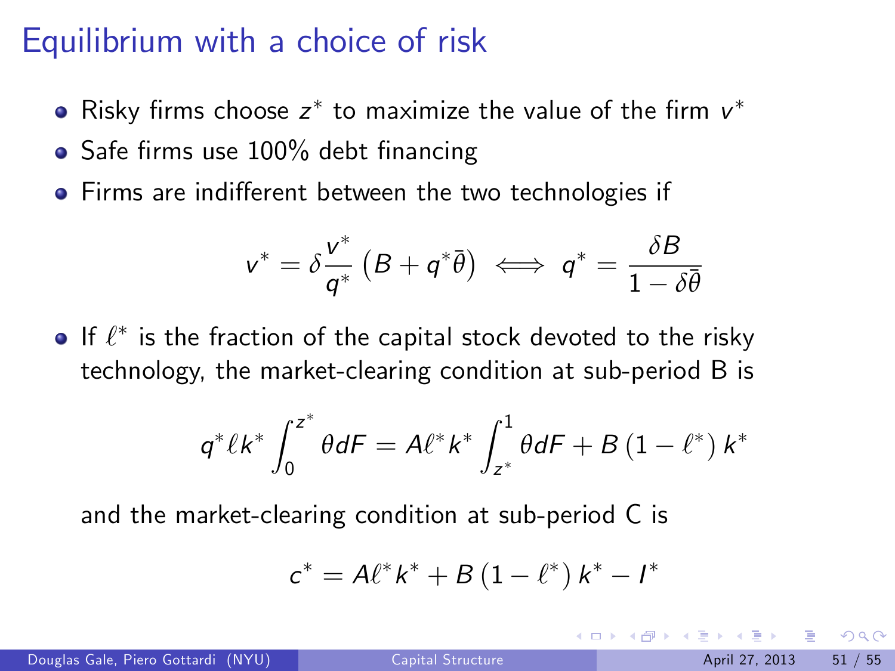# Equilibrium with a choice of risk

- Risky firms choose $z^*$ to maximize the value of the firm $v^*$
- Safe firms use 100% debt financing
- Firms are indifferent between the two technologies if

$$v^* = \delta \frac{v^*}{q^*} \left( B + q^* \bar{\theta} \right) \iff q^* = \frac{\delta B}{1 - \delta \bar{\theta}}$$

- If $\ell^*$ is the fraction of the capital stock devoted to the risky technology, the market-clearing condition at sub-period B is

$$q^* \ell k^* \int_0^{z^*} \theta dF = A \ell^* k^* \int_{z^*}^1 \theta dF + B \left( 1 - \ell^* \right) k^*$$

and the market-clearing condition at sub-period C is

$$c^* = A \ell^* k^* + B \left( 1 - \ell^* \right) k^* - I^*$$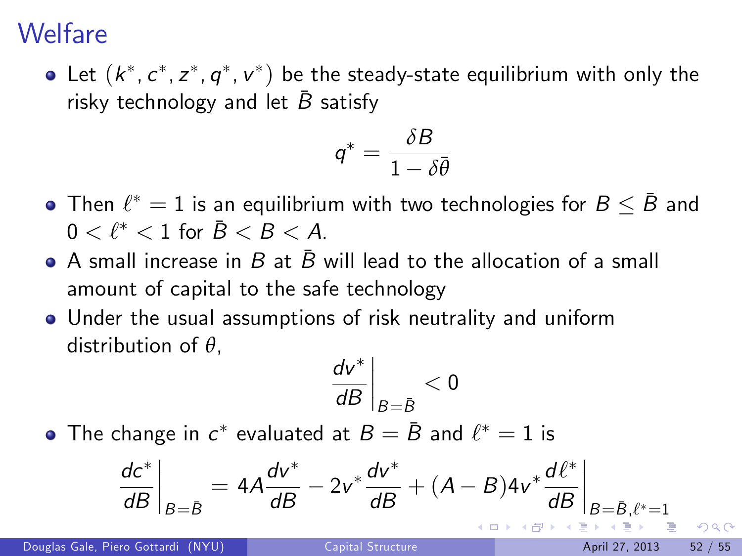# Welfare

- Let $(k^*, c^*, z^*, q^*, v^*)$ be the steady-state equilibrium with only the risky technology and let $\bar{B}$ satisfy

$$q^* = \frac{\delta B}{1 - \delta \bar{\theta}}$$

- Then $\ell^* = 1$ is an equilibrium with two technologies for $B \leq \bar{B}$ and $0 < \ell^* < 1$ for $\bar{B} < B < A$.
- A small increase in $B$ at $\bar{B}$ will lead to the allocation of a small amount of capital to the safe technology
- Under the usual assumptions of risk neutrality and uniform distribution of $\theta$,

$$\left. \frac{dv^*}{dB} \right|_{B=\bar{B}} < 0$$

- The change in $c^*$ evaluated at $B = \bar{B}$ and $\ell^* = 1$ is

$$\left. \frac{dc^*}{dB} \right|_{B=\bar{B}} = 4A \frac{dv^*}{dB} - 2v^* \frac{dv^*}{dB} + (A - B) 4v^* \left. \frac{d\ell^*}{dB} \right|_{B=\bar{B}, \ell^*=1}$$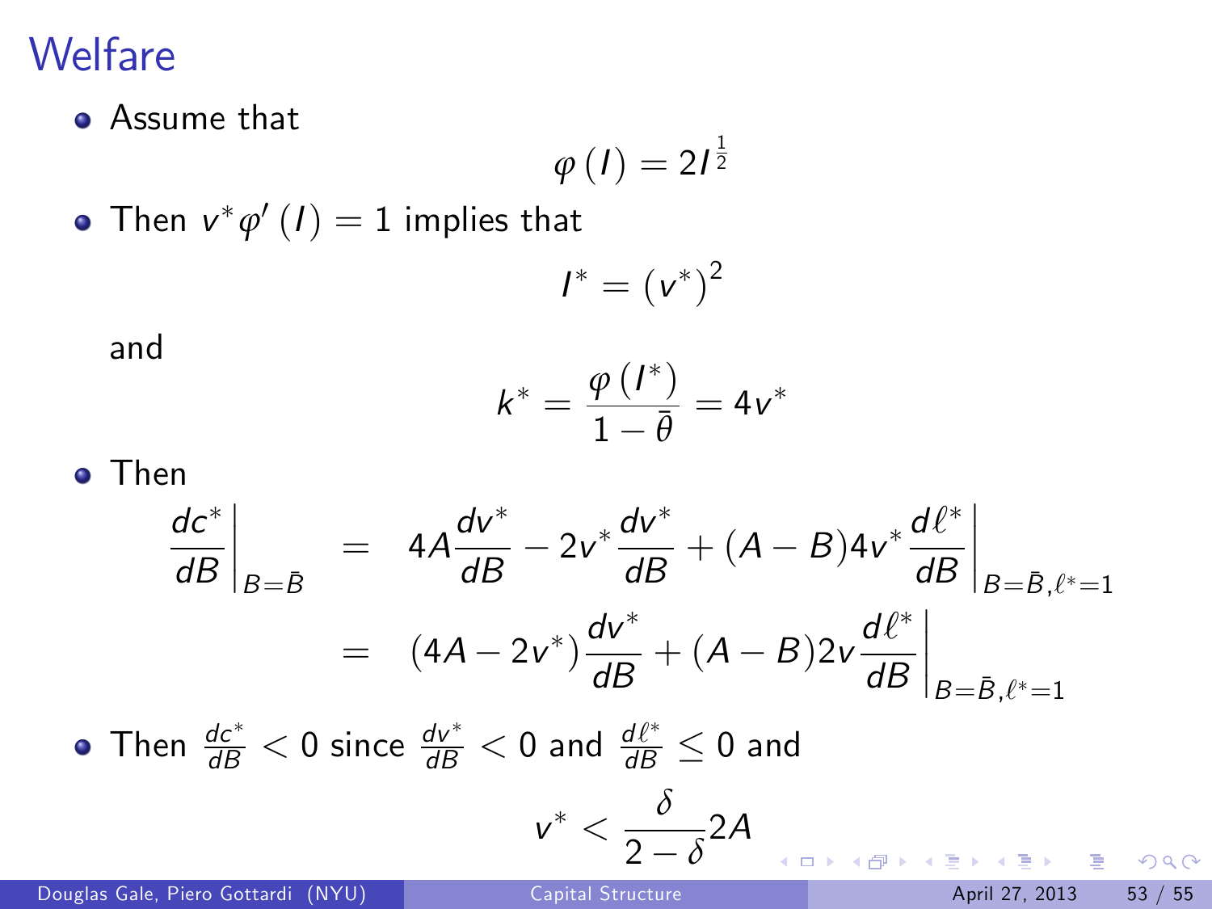# Welfare

- Assume that

$$\varphi(I) = 2I^{\frac{1}{2}}$$

- Then $v^* \varphi'(I) = 1$ implies that

$$I^* = (v^*)^2$$

and

$$k^* = \frac{\varphi(I^*)}{1 - \bar{\theta}} = 4v^*$$

- Then

$$\begin{aligned} \left.\frac{dc^*}{dB}\right|_{B=\bar{B}} &= 4A\frac{dv^*}{dB} - 2v^*\frac{dv^*}{dB} + (A-B)4v^*\left.\frac{d\ell^*}{dB}\right|_{B=\bar{B},\ell^*=1} \\ &= (4A - 2v^*)\frac{dv^*}{dB} + (A-B)2v\left.\frac{d\ell^*}{dB}\right|_{B=\bar{B},\ell^*=1} \end{aligned}$$

- Then $\frac{dc^*}{dB} < 0$ since $\frac{dv^*}{dB} < 0$ and $\frac{d\ell^*}{dB} \leq 0$ and

$$v^* < \frac{\delta}{2-\delta}2A$$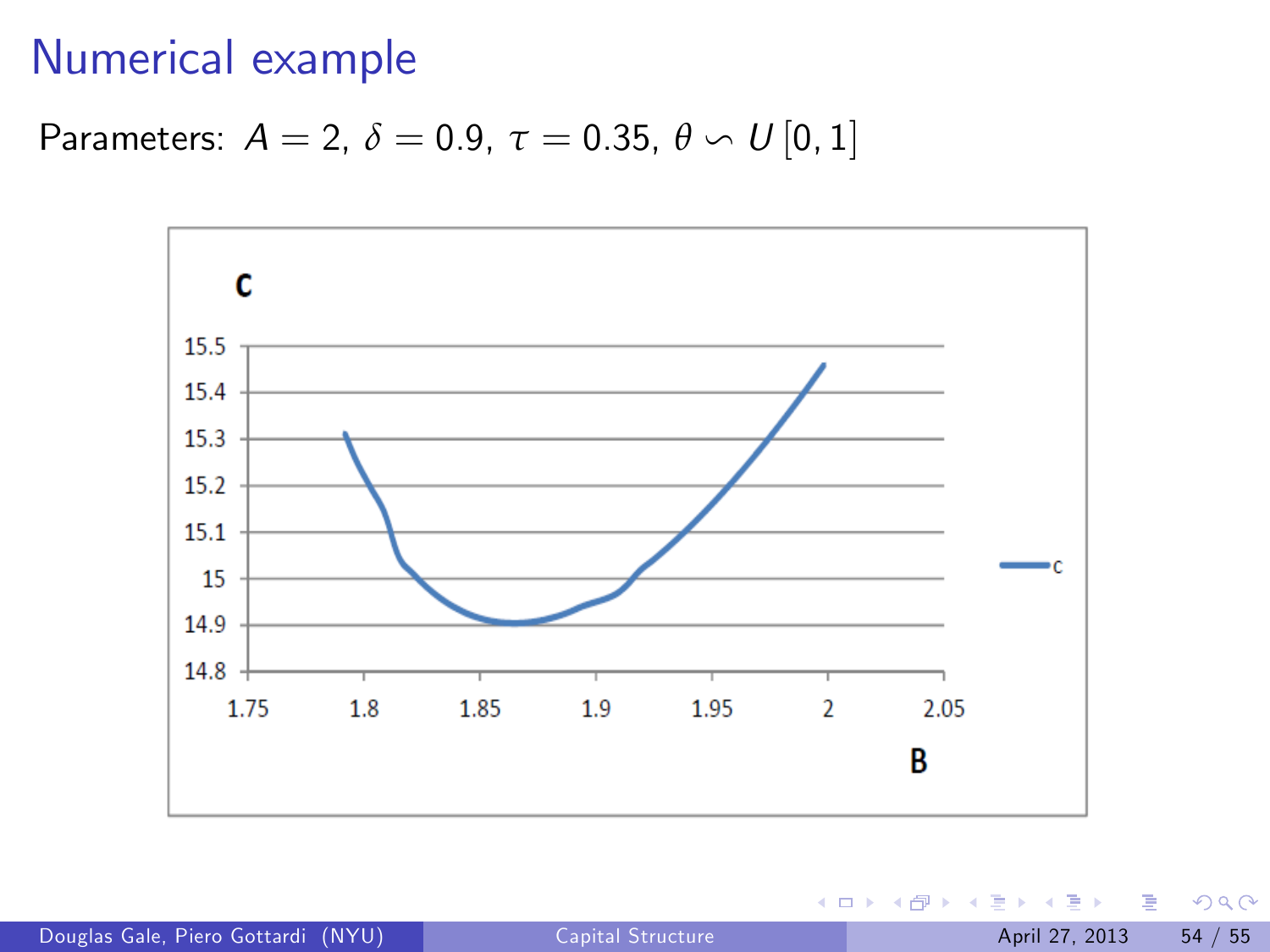# Numerical example

Parameters: $A = 2$, $\delta = 0.9$, $\tau = 0.35$, $\theta \backsim U[0,1]$

c

15.5
15.4
15.3
15.2
15.1
15
14.9
14.8

1.75 1.8 1.85 1.9 1.95 2 2.05

B

c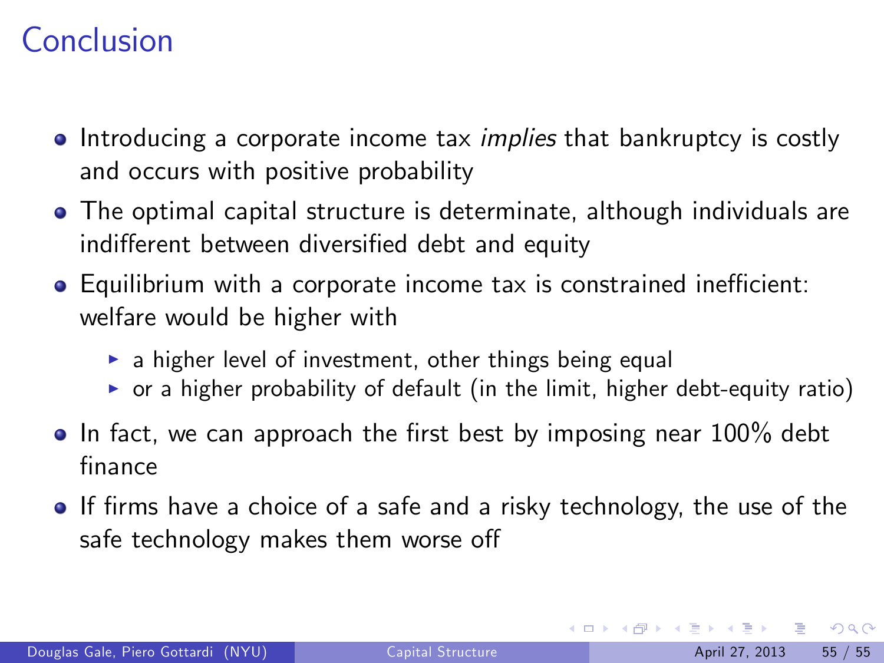# Conclusion

- Introducing a corporate income tax *implies* that bankruptcy is costly and occurs with positive probability
- The optimal capital structure is determinate, although individuals are indifferent between diversified debt and equity
- Equilibrium with a corporate income tax is constrained inefficient: welfare would be higher with
  - a higher level of investment, other things being equal
  - or a higher probability of default (in the limit, higher debt-equity ratio)
- In fact, we can approach the first best by imposing near 100% debt finance
- If firms have a choice of a safe and a risky technology, the use of the safe technology makes them worse off